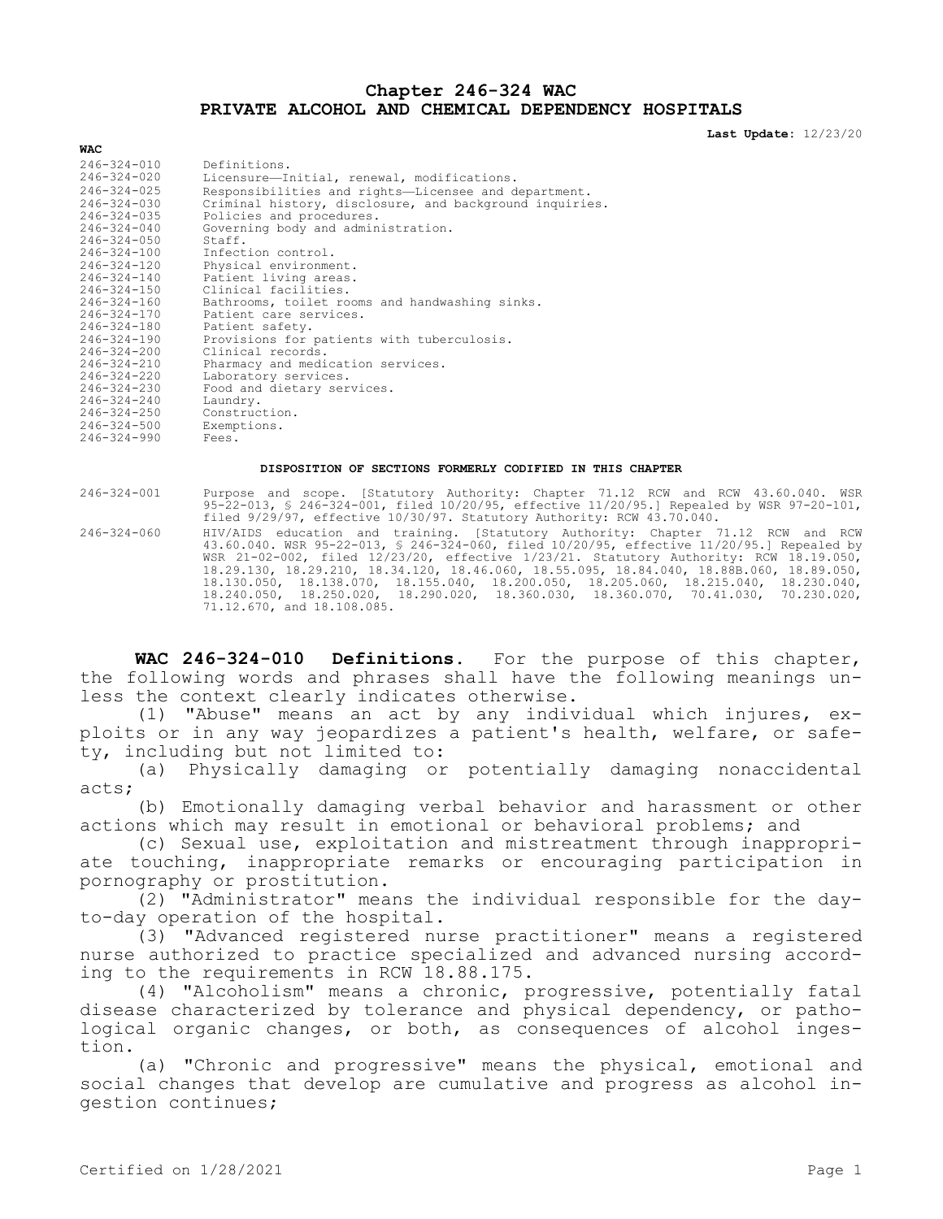# Chapter 246-324 WAC
# PRIVATE ALCOHOL AND CHEMICAL DEPENDENCY HOSPITALS

**Last Update:** 12/23/20

| **WAC** | |
|---|---|
| 246-324-010 | Definitions. |
| 246-324-020 | Licensure—Initial, renewal, modifications. |
| 246-324-025 | Responsibilities and rights—Licensee and department. |
| 246-324-030 | Criminal history, disclosure, and background inquiries. |
| 246-324-035 | Policies and procedures. |
| 246-324-040 | Governing body and administration. |
| 246-324-050 | Staff. |
| 246-324-100 | Infection control. |
| 246-324-120 | Physical environment. |
| 246-324-140 | Patient living areas. |
| 246-324-150 | Clinical facilities. |
| 246-324-160 | Bathrooms, toilet rooms and handwashing sinks. |
| 246-324-170 | Patient care services. |
| 246-324-180 | Patient safety. |
| 246-324-190 | Provisions for patients with tuberculosis. |
| 246-324-200 | Clinical records. |
| 246-324-210 | Pharmacy and medication services. |
| 246-324-220 | Laboratory services. |
| 246-324-230 | Food and dietary services. |
| 246-324-240 | Laundry. |
| 246-324-250 | Construction. |
| 246-324-500 | Exemptions. |
| 246-324-990 | Fees. |

**DISPOSITION OF SECTIONS FORMERLY CODIFIED IN THIS CHAPTER**

| | |
|---|---|
| 246-324-001 | Purpose and scope. [Statutory Authority: Chapter 71.12 RCW and RCW 43.60.040. WSR 95-22-013, § 246-324-001, filed 10/20/95, effective 11/20/95.] Repealed by WSR 97-20-101, filed 9/29/97, effective 10/30/97. Statutory Authority: RCW 43.70.040. |
| 246-324-060 | HIV/AIDS education and training. [Statutory Authority: Chapter 71.12 RCW and RCW 43.60.040. WSR 95-22-013, § 246-324-060, filed 10/20/95, effective 11/20/95.] Repealed by WSR 21-02-002, filed 12/23/20, effective 1/23/21. Statutory Authority: RCW 18.19.050, 18.29.130, 18.29.210, 18.34.120, 18.46.060, 18.55.095, 18.84.040, 18.88B.060, 18.89.050, 18.130.050, 18.138.070, 18.155.040, 18.200.050, 18.205.060, 18.215.040, 18.230.040, 18.240.050, 18.250.020, 18.290.020, 18.360.030, 18.360.070, 70.41.030, 70.230.020, 71.12.670, and 18.108.085. |

**WAC 246-324-010 Definitions.** For the purpose of this chapter, the following words and phrases shall have the following meanings unless the context clearly indicates otherwise.

(1) "Abuse" means an act by any individual which injures, exploits or in any way jeopardizes a patient's health, welfare, or safety, including but not limited to:

(a) Physically damaging or potentially damaging nonaccidental acts;

(b) Emotionally damaging verbal behavior and harassment or other actions which may result in emotional or behavioral problems; and

(c) Sexual use, exploitation and mistreatment through inappropriate touching, inappropriate remarks or encouraging participation in pornography or prostitution.

(2) "Administrator" means the individual responsible for the day-to-day operation of the hospital.

(3) "Advanced registered nurse practitioner" means a registered nurse authorized to practice specialized and advanced nursing according to the requirements in RCW 18.88.175.

(4) "Alcoholism" means a chronic, progressive, potentially fatal disease characterized by tolerance and physical dependency, or pathological organic changes, or both, as consequences of alcohol ingestion.

(a) "Chronic and progressive" means the physical, emotional and social changes that develop are cumulative and progress as alcohol ingestion continues;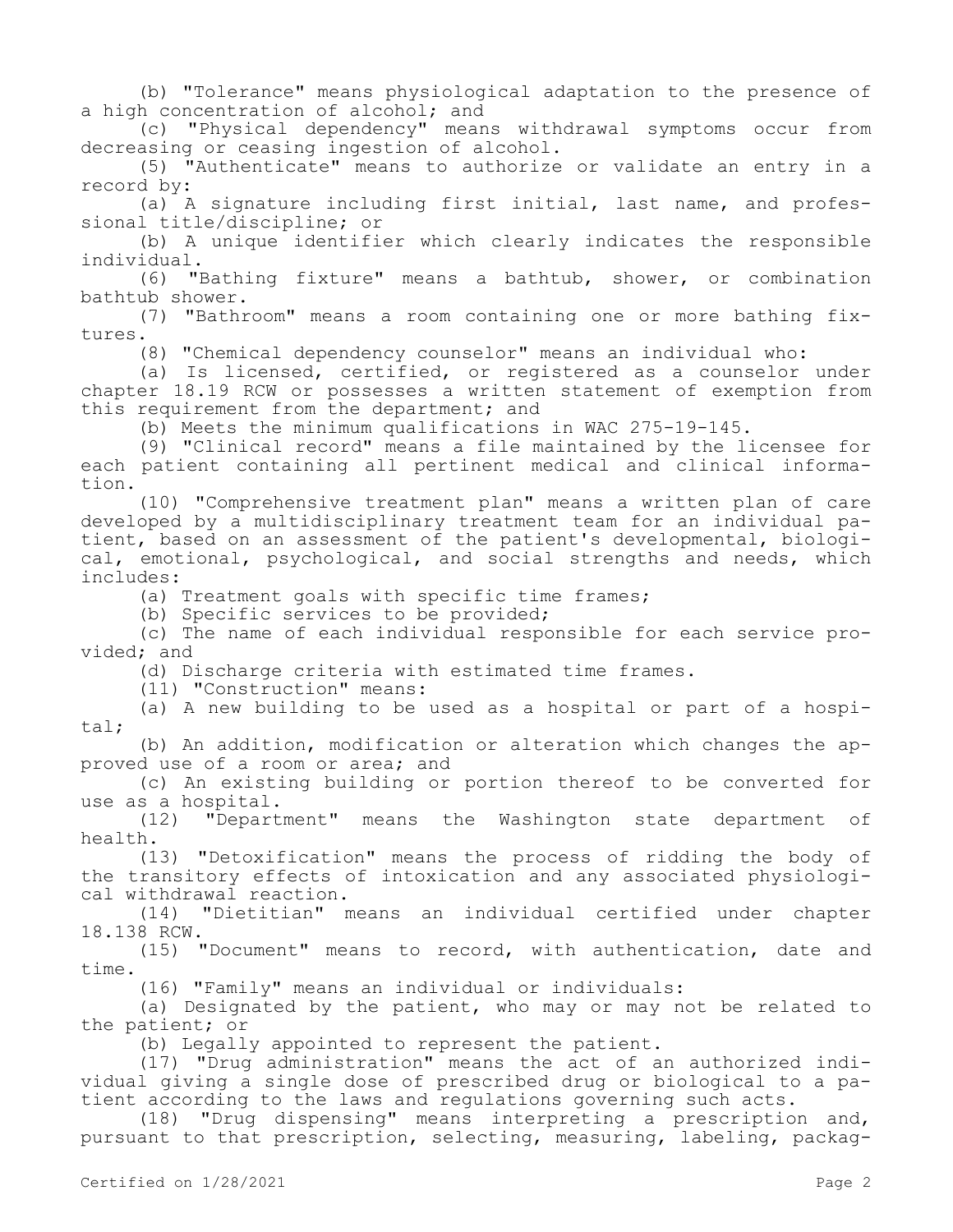(b) "Tolerance" means physiological adaptation to the presence of a high concentration of alcohol; and

(c) "Physical dependency" means withdrawal symptoms occur from decreasing or ceasing ingestion of alcohol.

(5) "Authenticate" means to authorize or validate an entry in a record by:

(a) A signature including first initial, last name, and professional title/discipline; or

(b) A unique identifier which clearly indicates the responsible individual.

(6) "Bathing fixture" means a bathtub, shower, or combination bathtub shower.

(7) "Bathroom" means a room containing one or more bathing fixtures.

(8) "Chemical dependency counselor" means an individual who:

(a) Is licensed, certified, or registered as a counselor under chapter 18.19 RCW or possesses a written statement of exemption from this requirement from the department; and

(b) Meets the minimum qualifications in WAC 275-19-145.

(9) "Clinical record" means a file maintained by the licensee for each patient containing all pertinent medical and clinical information.

(10) "Comprehensive treatment plan" means a written plan of care developed by a multidisciplinary treatment team for an individual patient, based on an assessment of the patient's developmental, biological, emotional, psychological, and social strengths and needs, which includes:

(a) Treatment goals with specific time frames;

(b) Specific services to be provided;

(c) The name of each individual responsible for each service provided; and

(d) Discharge criteria with estimated time frames.

(11) "Construction" means:

(a) A new building to be used as a hospital or part of a hospital;

(b) An addition, modification or alteration which changes the approved use of a room or area; and

(c) An existing building or portion thereof to be converted for use as a hospital.

(12) "Department" means the Washington state department of health.

(13) "Detoxification" means the process of ridding the body of the transitory effects of intoxication and any associated physiological withdrawal reaction.

(14) "Dietitian" means an individual certified under chapter 18.138 RCW.

(15) "Document" means to record, with authentication, date and time.

(16) "Family" means an individual or individuals:

(a) Designated by the patient, who may or may not be related to the patient; or

(b) Legally appointed to represent the patient.

(17) "Drug administration" means the act of an authorized individual giving a single dose of prescribed drug or biological to a patient according to the laws and regulations governing such acts.

(18) "Drug dispensing" means interpreting a prescription and, pursuant to that prescription, selecting, measuring, labeling, packag-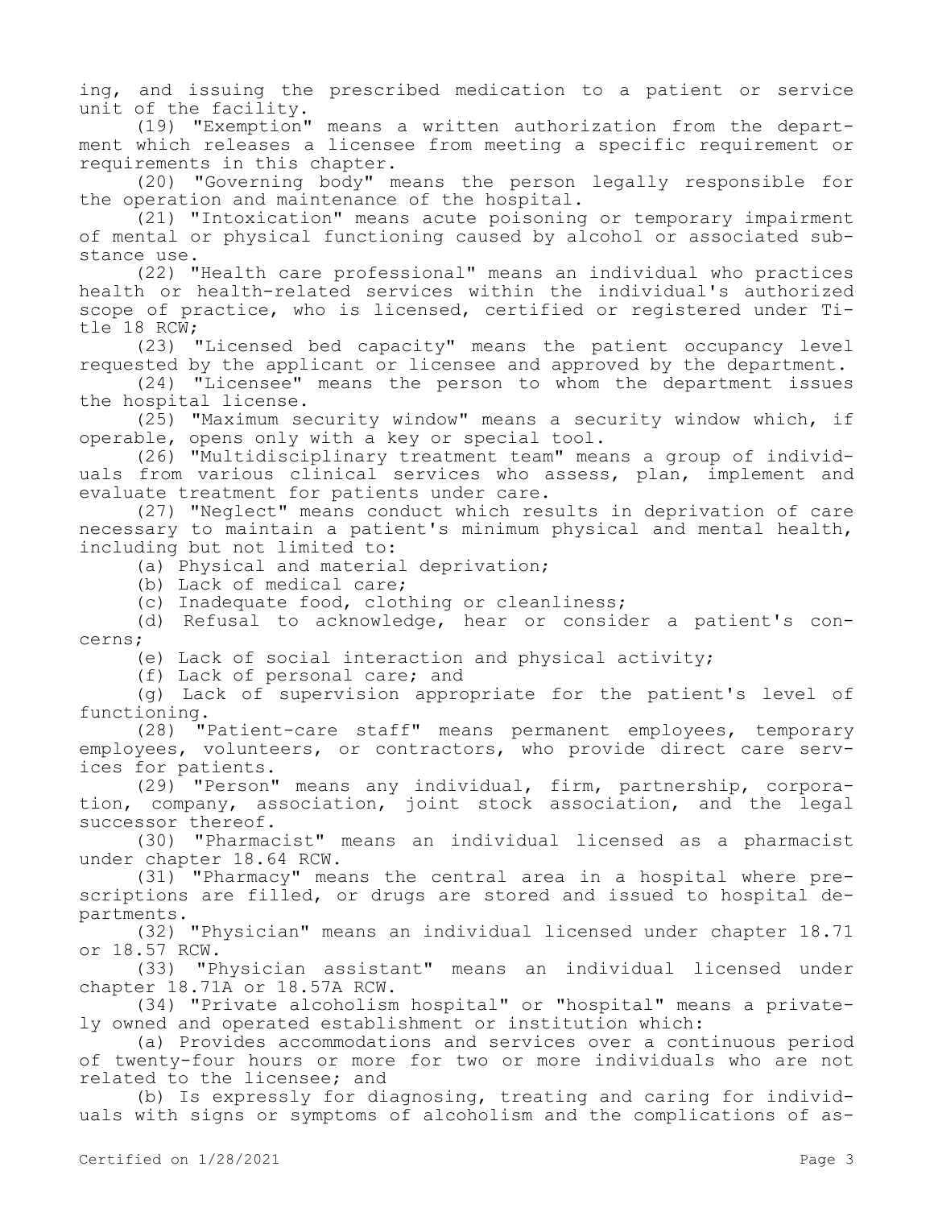ing, and issuing the prescribed medication to a patient or service unit of the facility.

(19) "Exemption" means a written authorization from the department which releases a licensee from meeting a specific requirement or requirements in this chapter.

(20) "Governing body" means the person legally responsible for the operation and maintenance of the hospital.

(21) "Intoxication" means acute poisoning or temporary impairment of mental or physical functioning caused by alcohol or associated substance use.

(22) "Health care professional" means an individual who practices health or health-related services within the individual's authorized scope of practice, who is licensed, certified or registered under Title 18 RCW;

(23) "Licensed bed capacity" means the patient occupancy level requested by the applicant or licensee and approved by the department.

(24) "Licensee" means the person to whom the department issues the hospital license.

(25) "Maximum security window" means a security window which, if operable, opens only with a key or special tool.

(26) "Multidisciplinary treatment team" means a group of individuals from various clinical services who assess, plan, implement and evaluate treatment for patients under care.

(27) "Neglect" means conduct which results in deprivation of care necessary to maintain a patient's minimum physical and mental health, including but not limited to:

(a) Physical and material deprivation;

(b) Lack of medical care;

(c) Inadequate food, clothing or cleanliness;

(d) Refusal to acknowledge, hear or consider a patient's concerns;

(e) Lack of social interaction and physical activity;

(f) Lack of personal care; and

(g) Lack of supervision appropriate for the patient's level of functioning.

(28) "Patient-care staff" means permanent employees, temporary employees, volunteers, or contractors, who provide direct care services for patients.

(29) "Person" means any individual, firm, partnership, corporation, company, association, joint stock association, and the legal successor thereof.

(30) "Pharmacist" means an individual licensed as a pharmacist under chapter 18.64 RCW.

(31) "Pharmacy" means the central area in a hospital where prescriptions are filled, or drugs are stored and issued to hospital departments.

(32) "Physician" means an individual licensed under chapter 18.71 or 18.57 RCW.

(33) "Physician assistant" means an individual licensed under chapter 18.71A or 18.57A RCW.

(34) "Private alcoholism hospital" or "hospital" means a privately owned and operated establishment or institution which:

(a) Provides accommodations and services over a continuous period of twenty-four hours or more for two or more individuals who are not related to the licensee; and

(b) Is expressly for diagnosing, treating and caring for individuals with signs or symptoms of alcoholism and the complications of as-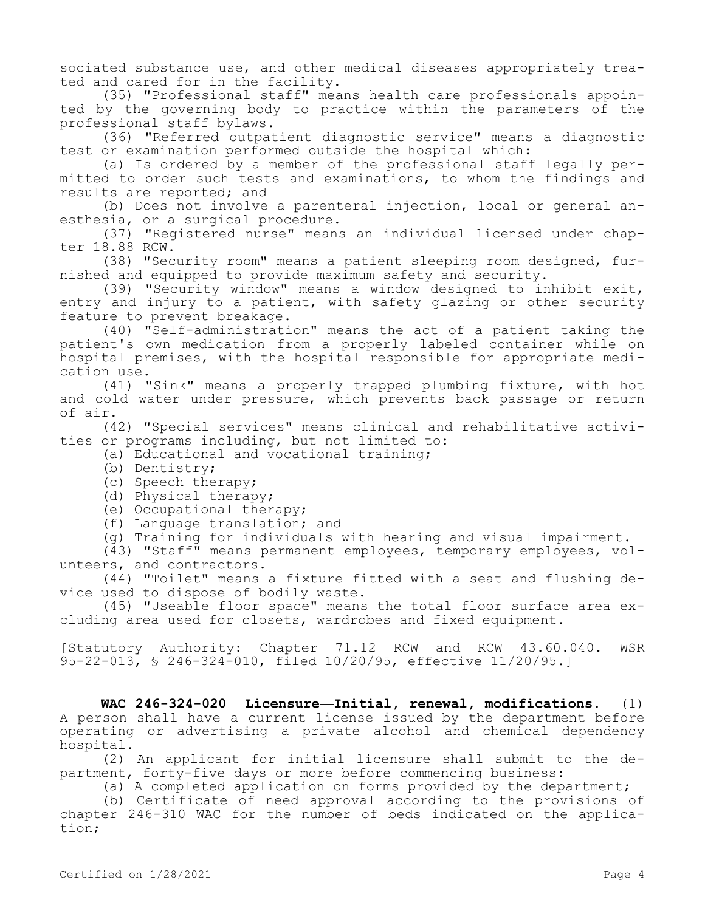sociated substance use, and other medical diseases appropriately treated and cared for in the facility.

(35) "Professional staff" means health care professionals appointed by the governing body to practice within the parameters of the professional staff bylaws.

(36) "Referred outpatient diagnostic service" means a diagnostic test or examination performed outside the hospital which:

(a) Is ordered by a member of the professional staff legally permitted to order such tests and examinations, to whom the findings and results are reported; and

(b) Does not involve a parenteral injection, local or general anesthesia, or a surgical procedure.

(37) "Registered nurse" means an individual licensed under chapter 18.88 RCW.

(38) "Security room" means a patient sleeping room designed, furnished and equipped to provide maximum safety and security.

(39) "Security window" means a window designed to inhibit exit, entry and injury to a patient, with safety glazing or other security feature to prevent breakage.

(40) "Self-administration" means the act of a patient taking the patient's own medication from a properly labeled container while on hospital premises, with the hospital responsible for appropriate medication use.

(41) "Sink" means a properly trapped plumbing fixture, with hot and cold water under pressure, which prevents back passage or return of air.

(42) "Special services" means clinical and rehabilitative activities or programs including, but not limited to:

(a) Educational and vocational training;

(b) Dentistry;

(c) Speech therapy;

(d) Physical therapy;

(e) Occupational therapy;

(f) Language translation; and

(g) Training for individuals with hearing and visual impairment.

(43) "Staff" means permanent employees, temporary employees, volunteers, and contractors.

(44) "Toilet" means a fixture fitted with a seat and flushing device used to dispose of bodily waste.

(45) "Useable floor space" means the total floor surface area excluding area used for closets, wardrobes and fixed equipment.

[Statutory Authority: Chapter 71.12 RCW and RCW 43.60.040. WSR 95-22-013, § 246-324-010, filed 10/20/95, effective 11/20/95.]

**WAC 246-324-020 Licensure—Initial, renewal, modifications.** (1) A person shall have a current license issued by the department before operating or advertising a private alcohol and chemical dependency hospital.

(2) An applicant for initial licensure shall submit to the department, forty-five days or more before commencing business:

(a) A completed application on forms provided by the department;

(b) Certificate of need approval according to the provisions of chapter 246-310 WAC for the number of beds indicated on the application;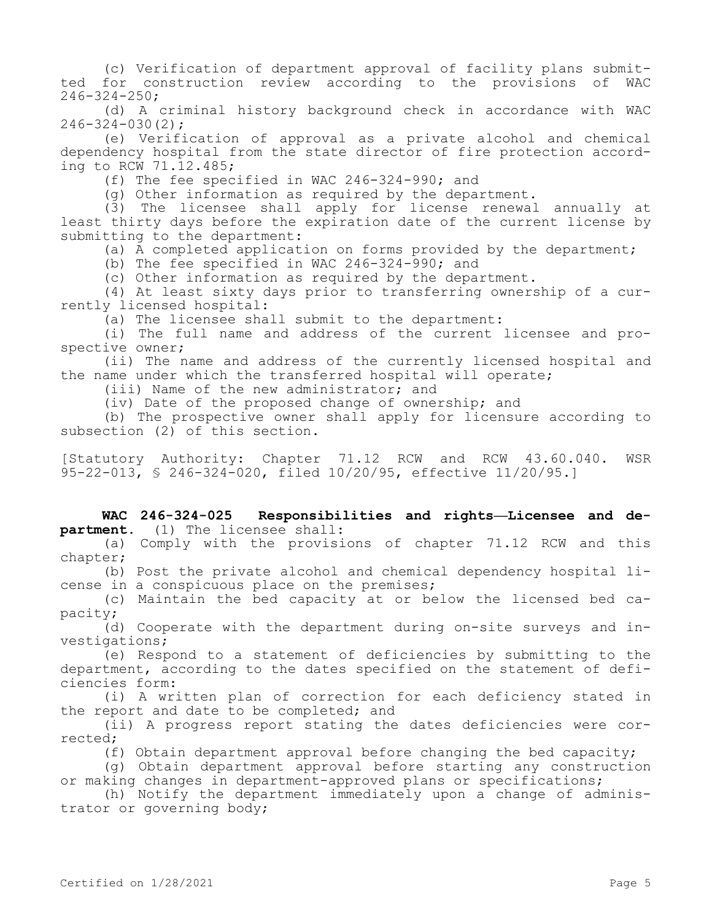(c) Verification of department approval of facility plans submitted for construction review according to the provisions of WAC 246-324-250;

(d) A criminal history background check in accordance with WAC 246-324-030(2);

(e) Verification of approval as a private alcohol and chemical dependency hospital from the state director of fire protection according to RCW 71.12.485;

(f) The fee specified in WAC 246-324-990; and

(g) Other information as required by the department.

(3) The licensee shall apply for license renewal annually at least thirty days before the expiration date of the current license by submitting to the department:

(a) A completed application on forms provided by the department;

(b) The fee specified in WAC 246-324-990; and

(c) Other information as required by the department.

(4) At least sixty days prior to transferring ownership of a currently licensed hospital:

(a) The licensee shall submit to the department:

(i) The full name and address of the current licensee and prospective owner;

(ii) The name and address of the currently licensed hospital and the name under which the transferred hospital will operate;

(iii) Name of the new administrator; and

(iv) Date of the proposed change of ownership; and

(b) The prospective owner shall apply for licensure according to subsection (2) of this section.

[Statutory Authority: Chapter 71.12 RCW and RCW 43.60.040. WSR 95-22-013, § 246-324-020, filed 10/20/95, effective 11/20/95.]

**WAC 246-324-025 Responsibilities and rights—Licensee and department.** (1) The licensee shall:

(a) Comply with the provisions of chapter 71.12 RCW and this chapter;

(b) Post the private alcohol and chemical dependency hospital license in a conspicuous place on the premises;

(c) Maintain the bed capacity at or below the licensed bed capacity;

(d) Cooperate with the department during on-site surveys and investigations;

(e) Respond to a statement of deficiencies by submitting to the department, according to the dates specified on the statement of deficiencies form:

(i) A written plan of correction for each deficiency stated in the report and date to be completed; and

(ii) A progress report stating the dates deficiencies were corrected;

(f) Obtain department approval before changing the bed capacity;

(g) Obtain department approval before starting any construction or making changes in department-approved plans or specifications;

(h) Notify the department immediately upon a change of administrator or governing body;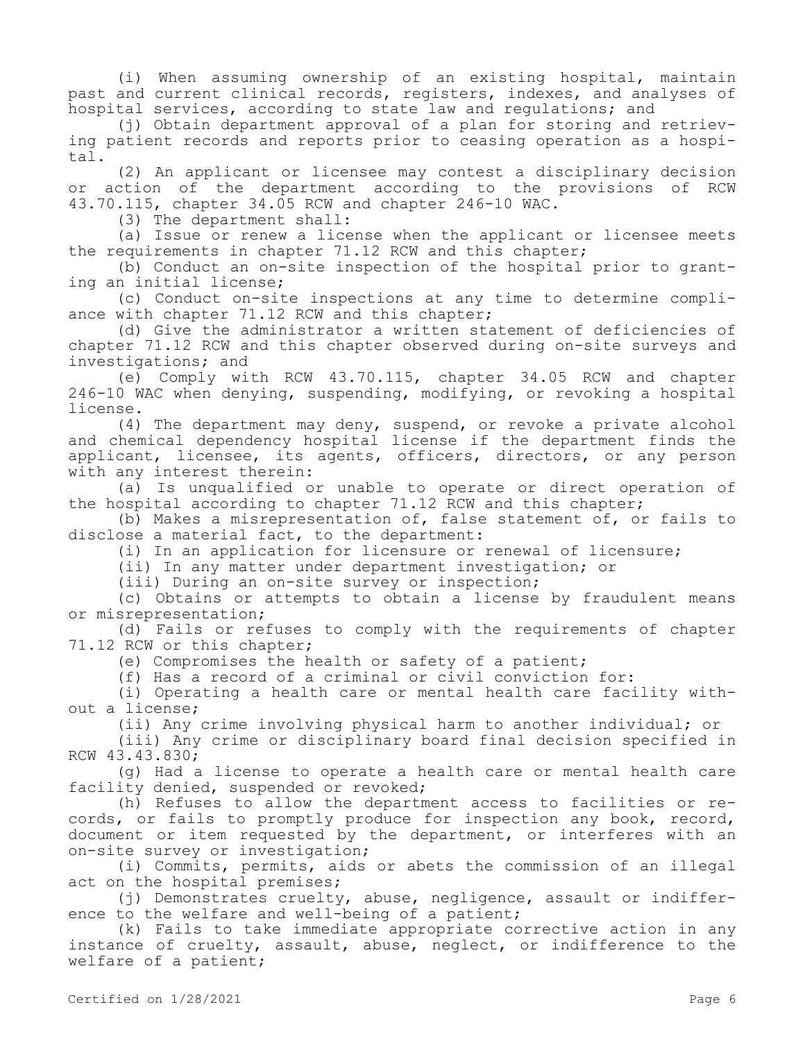(i) When assuming ownership of an existing hospital, maintain past and current clinical records, registers, indexes, and analyses of hospital services, according to state law and regulations; and

(j) Obtain department approval of a plan for storing and retrieving patient records and reports prior to ceasing operation as a hospital.

(2) An applicant or licensee may contest a disciplinary decision or action of the department according to the provisions of RCW 43.70.115, chapter 34.05 RCW and chapter 246-10 WAC.

(3) The department shall:

(a) Issue or renew a license when the applicant or licensee meets the requirements in chapter 71.12 RCW and this chapter;

(b) Conduct an on-site inspection of the hospital prior to granting an initial license;

(c) Conduct on-site inspections at any time to determine compliance with chapter 71.12 RCW and this chapter;

(d) Give the administrator a written statement of deficiencies of chapter 71.12 RCW and this chapter observed during on-site surveys and investigations; and

(e) Comply with RCW 43.70.115, chapter 34.05 RCW and chapter 246-10 WAC when denying, suspending, modifying, or revoking a hospital license.

(4) The department may deny, suspend, or revoke a private alcohol and chemical dependency hospital license if the department finds the applicant, licensee, its agents, officers, directors, or any person with any interest therein:

(a) Is unqualified or unable to operate or direct operation of the hospital according to chapter 71.12 RCW and this chapter;

(b) Makes a misrepresentation of, false statement of, or fails to disclose a material fact, to the department:

(i) In an application for licensure or renewal of licensure;

(ii) In any matter under department investigation; or

(iii) During an on-site survey or inspection;

(c) Obtains or attempts to obtain a license by fraudulent means or misrepresentation;

(d) Fails or refuses to comply with the requirements of chapter 71.12 RCW or this chapter;

(e) Compromises the health or safety of a patient;

(f) Has a record of a criminal or civil conviction for:

(i) Operating a health care or mental health care facility without a license;

(ii) Any crime involving physical harm to another individual; or

(iii) Any crime or disciplinary board final decision specified in RCW 43.43.830;

(g) Had a license to operate a health care or mental health care facility denied, suspended or revoked;

(h) Refuses to allow the department access to facilities or records, or fails to promptly produce for inspection any book, record, document or item requested by the department, or interferes with an on-site survey or investigation;

(i) Commits, permits, aids or abets the commission of an illegal act on the hospital premises;

(j) Demonstrates cruelty, abuse, negligence, assault or indifference to the welfare and well-being of a patient;

(k) Fails to take immediate appropriate corrective action in any instance of cruelty, assault, abuse, neglect, or indifference to the welfare of a patient;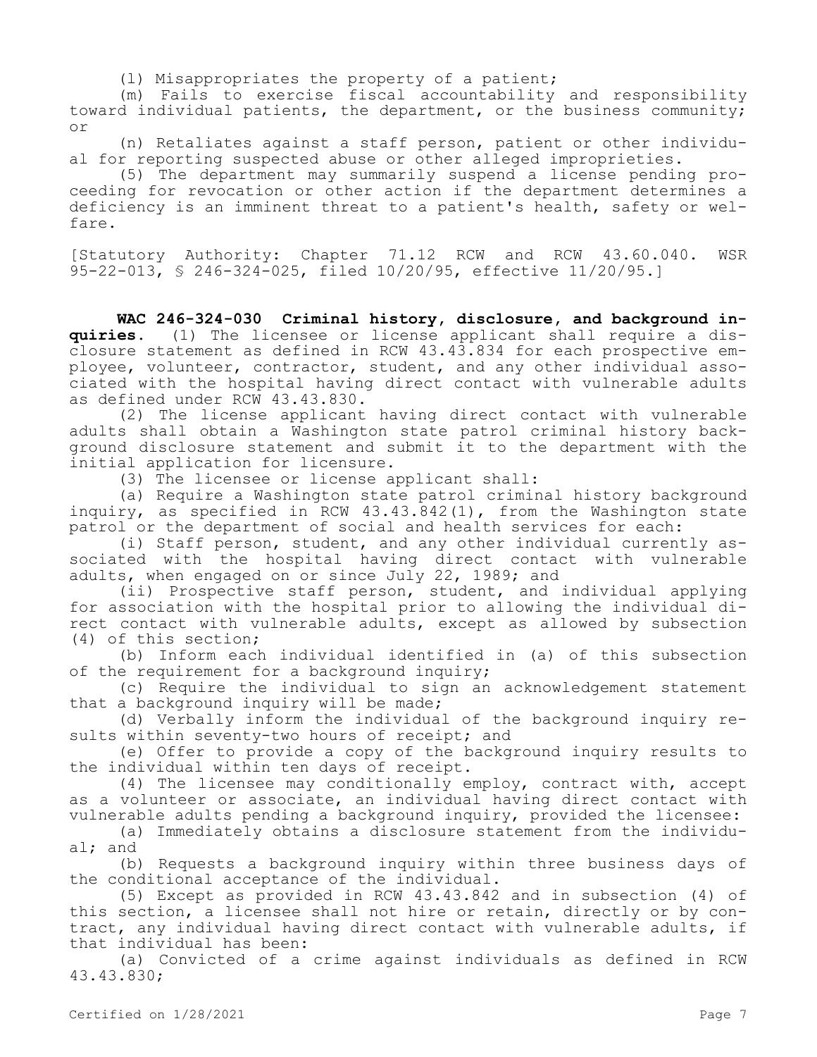(l) Misappropriates the property of a patient;

(m) Fails to exercise fiscal accountability and responsibility toward individual patients, the department, or the business community; or

(n) Retaliates against a staff person, patient or other individual for reporting suspected abuse or other alleged improprieties.

(5) The department may summarily suspend a license pending proceeding for revocation or other action if the department determines a deficiency is an imminent threat to a patient's health, safety or welfare.

[Statutory Authority: Chapter 71.12 RCW and RCW 43.60.040. WSR 95-22-013, § 246-324-025, filed 10/20/95, effective 11/20/95.]

**WAC 246-324-030 Criminal history, disclosure, and background inquiries.** (1) The licensee or license applicant shall require a disclosure statement as defined in RCW 43.43.834 for each prospective employee, volunteer, contractor, student, and any other individual associated with the hospital having direct contact with vulnerable adults as defined under RCW 43.43.830.

(2) The license applicant having direct contact with vulnerable adults shall obtain a Washington state patrol criminal history background disclosure statement and submit it to the department with the initial application for licensure.

(3) The licensee or license applicant shall:

(a) Require a Washington state patrol criminal history background inquiry, as specified in RCW 43.43.842(1), from the Washington state patrol or the department of social and health services for each:

(i) Staff person, student, and any other individual currently associated with the hospital having direct contact with vulnerable adults, when engaged on or since July 22, 1989; and

(ii) Prospective staff person, student, and individual applying for association with the hospital prior to allowing the individual direct contact with vulnerable adults, except as allowed by subsection (4) of this section;

(b) Inform each individual identified in (a) of this subsection of the requirement for a background inquiry;

(c) Require the individual to sign an acknowledgement statement that a background inquiry will be made;

(d) Verbally inform the individual of the background inquiry results within seventy-two hours of receipt; and

(e) Offer to provide a copy of the background inquiry results to the individual within ten days of receipt.

(4) The licensee may conditionally employ, contract with, accept as a volunteer or associate, an individual having direct contact with vulnerable adults pending a background inquiry, provided the licensee:

(a) Immediately obtains a disclosure statement from the individual; and

(b) Requests a background inquiry within three business days of the conditional acceptance of the individual.

(5) Except as provided in RCW 43.43.842 and in subsection (4) of this section, a licensee shall not hire or retain, directly or by contract, any individual having direct contact with vulnerable adults, if that individual has been:

(a) Convicted of a crime against individuals as defined in RCW 43.43.830;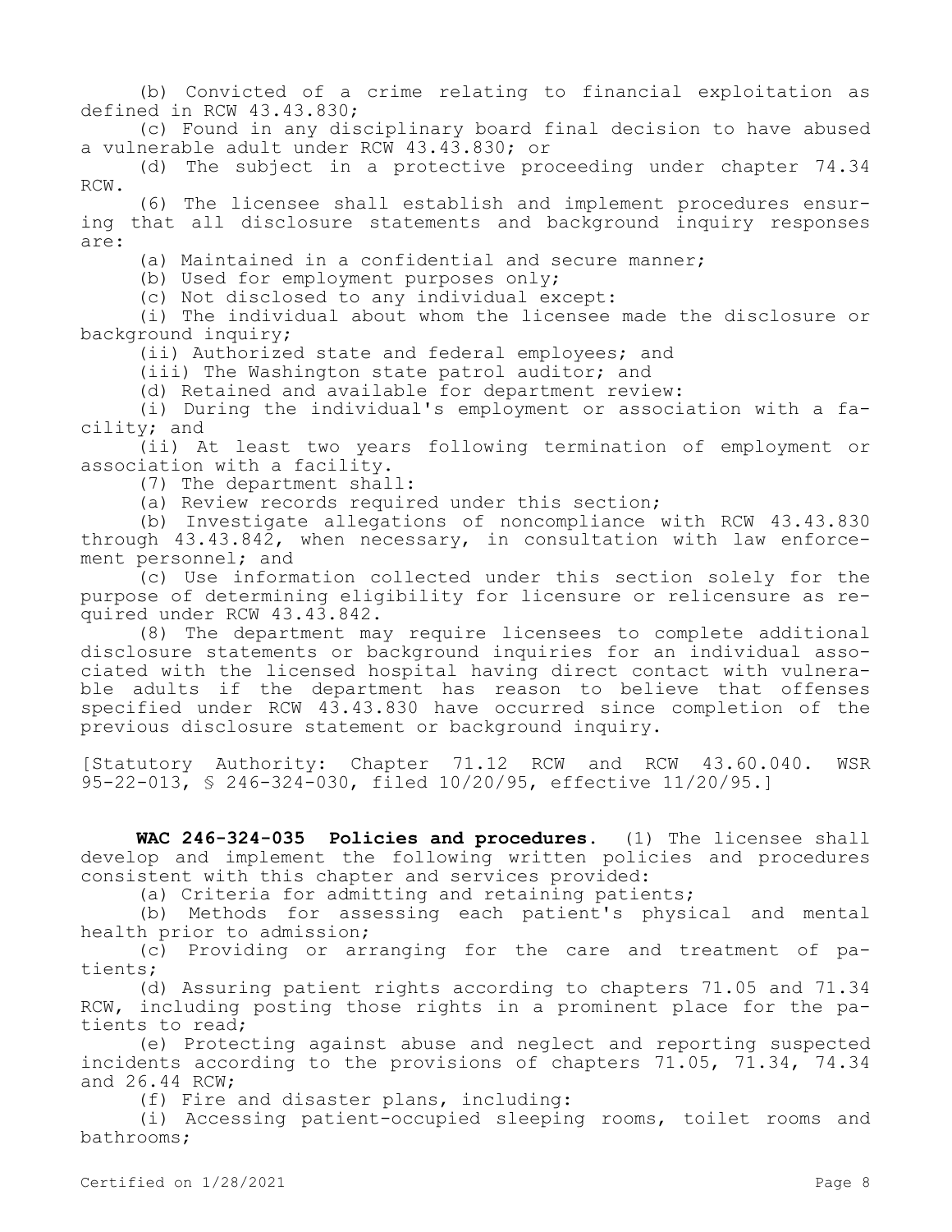(b) Convicted of a crime relating to financial exploitation as defined in RCW 43.43.830;

(c) Found in any disciplinary board final decision to have abused a vulnerable adult under RCW 43.43.830; or

(d) The subject in a protective proceeding under chapter 74.34 RCW.

(6) The licensee shall establish and implement procedures ensuring that all disclosure statements and background inquiry responses are:

(a) Maintained in a confidential and secure manner;

(b) Used for employment purposes only;

(c) Not disclosed to any individual except:

(i) The individual about whom the licensee made the disclosure or background inquiry;

(ii) Authorized state and federal employees; and

(iii) The Washington state patrol auditor; and

(d) Retained and available for department review:

(i) During the individual's employment or association with a facility; and

(ii) At least two years following termination of employment or association with a facility.

(7) The department shall:

(a) Review records required under this section;

(b) Investigate allegations of noncompliance with RCW 43.43.830 through 43.43.842, when necessary, in consultation with law enforcement personnel; and

(c) Use information collected under this section solely for the purpose of determining eligibility for licensure or relicensure as required under RCW 43.43.842.

(8) The department may require licensees to complete additional disclosure statements or background inquiries for an individual associated with the licensed hospital having direct contact with vulnerable adults if the department has reason to believe that offenses specified under RCW 43.43.830 have occurred since completion of the previous disclosure statement or background inquiry.

[Statutory Authority: Chapter 71.12 RCW and RCW 43.60.040. WSR 95-22-013, § 246-324-030, filed 10/20/95, effective 11/20/95.]

**WAC 246-324-035 Policies and procedures.** (1) The licensee shall develop and implement the following written policies and procedures consistent with this chapter and services provided:

(a) Criteria for admitting and retaining patients;

(b) Methods for assessing each patient's physical and mental health prior to admission;

(c) Providing or arranging for the care and treatment of patients;

(d) Assuring patient rights according to chapters 71.05 and 71.34 RCW, including posting those rights in a prominent place for the patients to read;

(e) Protecting against abuse and neglect and reporting suspected incidents according to the provisions of chapters 71.05, 71.34, 74.34 and 26.44 RCW;

(f) Fire and disaster plans, including:

(i) Accessing patient-occupied sleeping rooms, toilet rooms and bathrooms;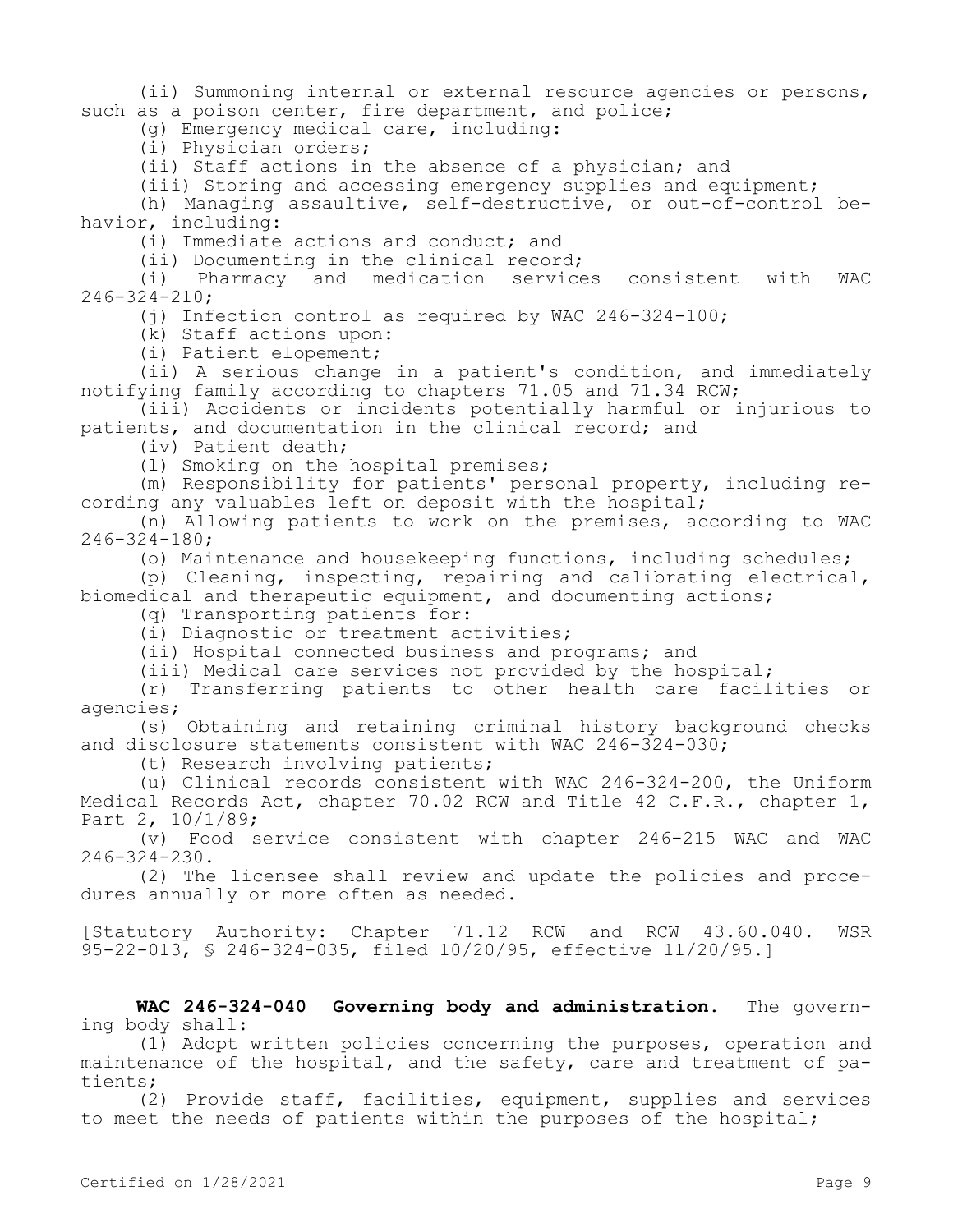(ii) Summoning internal or external resource agencies or persons, such as a poison center, fire department, and police;

(g) Emergency medical care, including:

(i) Physician orders;

(ii) Staff actions in the absence of a physician; and

(iii) Storing and accessing emergency supplies and equipment;

(h) Managing assaultive, self-destructive, or out-of-control behavior, including:

(i) Immediate actions and conduct; and

(ii) Documenting in the clinical record;

(i) Pharmacy and medication services consistent with WAC 246-324-210;

(j) Infection control as required by WAC 246-324-100;

(k) Staff actions upon:

(i) Patient elopement;

(ii) A serious change in a patient's condition, and immediately notifying family according to chapters 71.05 and 71.34 RCW;

(iii) Accidents or incidents potentially harmful or injurious to patients, and documentation in the clinical record; and

(iv) Patient death;

(l) Smoking on the hospital premises;

(m) Responsibility for patients' personal property, including recording any valuables left on deposit with the hospital;

(n) Allowing patients to work on the premises, according to WAC 246-324-180;

(o) Maintenance and housekeeping functions, including schedules;

(p) Cleaning, inspecting, repairing and calibrating electrical, biomedical and therapeutic equipment, and documenting actions;

(q) Transporting patients for:

(i) Diagnostic or treatment activities;

(ii) Hospital connected business and programs; and

(iii) Medical care services not provided by the hospital;

(r) Transferring patients to other health care facilities or agencies;

(s) Obtaining and retaining criminal history background checks and disclosure statements consistent with WAC 246-324-030;

(t) Research involving patients;

(u) Clinical records consistent with WAC 246-324-200, the Uniform Medical Records Act, chapter 70.02 RCW and Title 42 C.F.R., chapter 1, Part 2, 10/1/89;

(v) Food service consistent with chapter 246-215 WAC and WAC 246-324-230.

(2) The licensee shall review and update the policies and procedures annually or more often as needed.

[Statutory Authority: Chapter 71.12 RCW and RCW 43.60.040. WSR 95-22-013, § 246-324-035, filed 10/20/95, effective 11/20/95.]

**WAC 246-324-040 Governing body and administration.** The governing body shall:

(1) Adopt written policies concerning the purposes, operation and maintenance of the hospital, and the safety, care and treatment of patients;

(2) Provide staff, facilities, equipment, supplies and services to meet the needs of patients within the purposes of the hospital;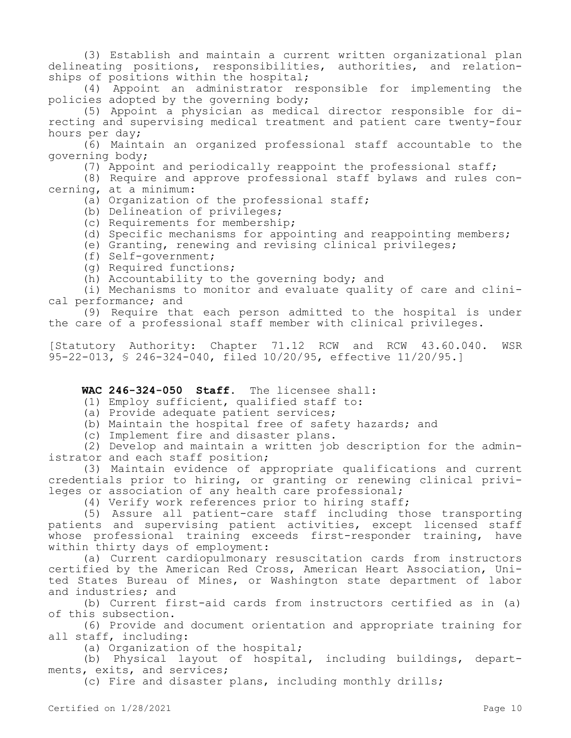(3) Establish and maintain a current written organizational plan delineating positions, responsibilities, authorities, and relationships of positions within the hospital;

(4) Appoint an administrator responsible for implementing the policies adopted by the governing body;

(5) Appoint a physician as medical director responsible for directing and supervising medical treatment and patient care twenty-four hours per day;

(6) Maintain an organized professional staff accountable to the governing body;

(7) Appoint and periodically reappoint the professional staff;

(8) Require and approve professional staff bylaws and rules concerning, at a minimum:

(a) Organization of the professional staff;

(b) Delineation of privileges;

(c) Requirements for membership;

(d) Specific mechanisms for appointing and reappointing members;

(e) Granting, renewing and revising clinical privileges;

(f) Self-government;

(g) Required functions;

(h) Accountability to the governing body; and

(i) Mechanisms to monitor and evaluate quality of care and clinical performance; and

(9) Require that each person admitted to the hospital is under the care of a professional staff member with clinical privileges.

[Statutory Authority: Chapter 71.12 RCW and RCW 43.60.040. WSR 95-22-013, § 246-324-040, filed 10/20/95, effective 11/20/95.]

**WAC 246-324-050 Staff.** The licensee shall:

(1) Employ sufficient, qualified staff to:

(a) Provide adequate patient services;

(b) Maintain the hospital free of safety hazards; and

(c) Implement fire and disaster plans.

(2) Develop and maintain a written job description for the administrator and each staff position;

(3) Maintain evidence of appropriate qualifications and current credentials prior to hiring, or granting or renewing clinical privileges or association of any health care professional;

(4) Verify work references prior to hiring staff;

(5) Assure all patient-care staff including those transporting patients and supervising patient activities, except licensed staff whose professional training exceeds first-responder training, have within thirty days of employment:

(a) Current cardiopulmonary resuscitation cards from instructors certified by the American Red Cross, American Heart Association, United States Bureau of Mines, or Washington state department of labor and industries; and

(b) Current first-aid cards from instructors certified as in (a) of this subsection.

(6) Provide and document orientation and appropriate training for all staff, including:

(a) Organization of the hospital;

(b) Physical layout of hospital, including buildings, departments, exits, and services;

(c) Fire and disaster plans, including monthly drills;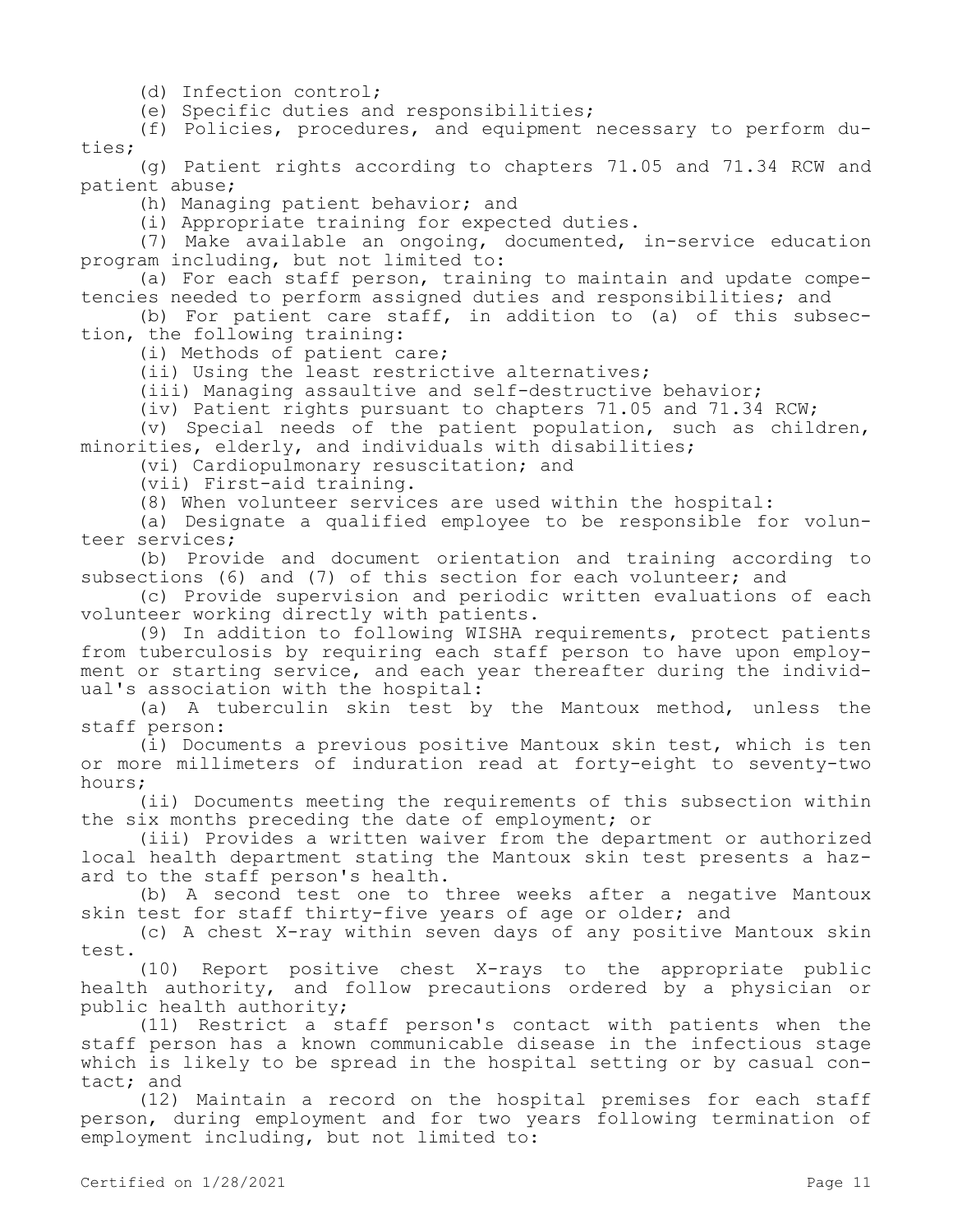(d) Infection control;

(e) Specific duties and responsibilities;

(f) Policies, procedures, and equipment necessary to perform duties;

(g) Patient rights according to chapters 71.05 and 71.34 RCW and patient abuse;

(h) Managing patient behavior; and

(i) Appropriate training for expected duties.

(7) Make available an ongoing, documented, in-service education program including, but not limited to:

(a) For each staff person, training to maintain and update competencies needed to perform assigned duties and responsibilities; and

(b) For patient care staff, in addition to (a) of this subsection, the following training:

(i) Methods of patient care;

(ii) Using the least restrictive alternatives;

(iii) Managing assaultive and self-destructive behavior;

(iv) Patient rights pursuant to chapters 71.05 and 71.34 RCW;

(v) Special needs of the patient population, such as children, minorities, elderly, and individuals with disabilities;

(vi) Cardiopulmonary resuscitation; and

(vii) First-aid training.

(8) When volunteer services are used within the hospital:

(a) Designate a qualified employee to be responsible for volunteer services;

(b) Provide and document orientation and training according to subsections (6) and (7) of this section for each volunteer; and

(c) Provide supervision and periodic written evaluations of each volunteer working directly with patients.

(9) In addition to following WISHA requirements, protect patients from tuberculosis by requiring each staff person to have upon employment or starting service, and each year thereafter during the individual's association with the hospital:

(a) A tuberculin skin test by the Mantoux method, unless the staff person:

(i) Documents a previous positive Mantoux skin test, which is ten or more millimeters of induration read at forty-eight to seventy-two hours;

(ii) Documents meeting the requirements of this subsection within the six months preceding the date of employment; or

(iii) Provides a written waiver from the department or authorized local health department stating the Mantoux skin test presents a hazard to the staff person's health.

(b) A second test one to three weeks after a negative Mantoux skin test for staff thirty-five years of age or older; and

(c) A chest X-ray within seven days of any positive Mantoux skin test.

(10) Report positive chest X-rays to the appropriate public health authority, and follow precautions ordered by a physician or public health authority;

(11) Restrict a staff person's contact with patients when the staff person has a known communicable disease in the infectious stage which is likely to be spread in the hospital setting or by casual contact; and

(12) Maintain a record on the hospital premises for each staff person, during employment and for two years following termination of employment including, but not limited to: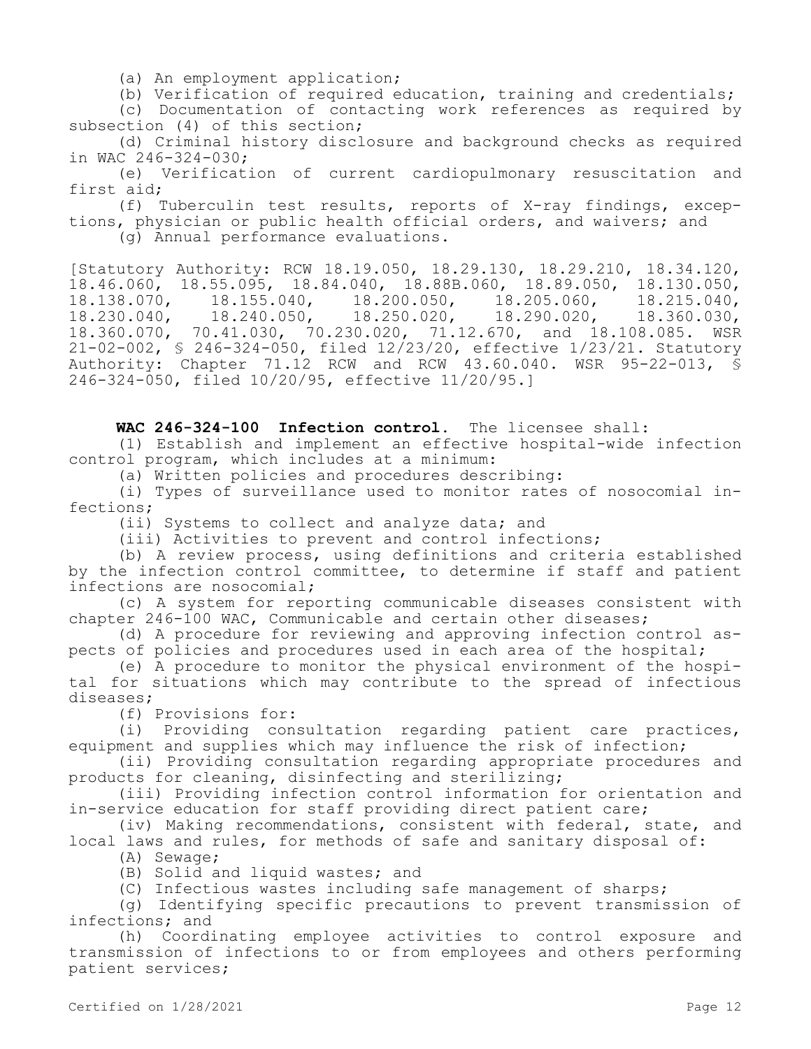(a) An employment application;

(b) Verification of required education, training and credentials;

(c) Documentation of contacting work references as required by subsection (4) of this section;

(d) Criminal history disclosure and background checks as required in WAC 246-324-030;

(e) Verification of current cardiopulmonary resuscitation and first aid;

(f) Tuberculin test results, reports of X-ray findings, exceptions, physician or public health official orders, and waivers; and

(g) Annual performance evaluations.

[Statutory Authority: RCW 18.19.050, 18.29.130, 18.29.210, 18.34.120, 18.46.060, 18.55.095, 18.84.040, 18.88B.060, 18.89.050, 18.130.050, 18.138.070, 18.155.040, 18.200.050, 18.205.060, 18.215.040, 18.230.040, 18.240.050, 18.250.020, 18.290.020, 18.360.030, 18.360.070, 70.41.030, 70.230.020, 71.12.670, and 18.108.085. WSR 21-02-002, § 246-324-050, filed 12/23/20, effective 1/23/21. Statutory Authority: Chapter 71.12 RCW and RCW 43.60.040. WSR 95-22-013, § 246-324-050, filed 10/20/95, effective 11/20/95.]

**WAC 246-324-100 Infection control.** The licensee shall:

(1) Establish and implement an effective hospital-wide infection control program, which includes at a minimum:

(a) Written policies and procedures describing:

(i) Types of surveillance used to monitor rates of nosocomial infections;

(ii) Systems to collect and analyze data; and

(iii) Activities to prevent and control infections;

(b) A review process, using definitions and criteria established by the infection control committee, to determine if staff and patient infections are nosocomial;

(c) A system for reporting communicable diseases consistent with chapter 246-100 WAC, Communicable and certain other diseases;

(d) A procedure for reviewing and approving infection control aspects of policies and procedures used in each area of the hospital;

(e) A procedure to monitor the physical environment of the hospital for situations which may contribute to the spread of infectious diseases;

(f) Provisions for:

(i) Providing consultation regarding patient care practices, equipment and supplies which may influence the risk of infection;

(ii) Providing consultation regarding appropriate procedures and products for cleaning, disinfecting and sterilizing;

(iii) Providing infection control information for orientation and in-service education for staff providing direct patient care;

(iv) Making recommendations, consistent with federal, state, and local laws and rules, for methods of safe and sanitary disposal of:

(A) Sewage;

(B) Solid and liquid wastes; and

(C) Infectious wastes including safe management of sharps;

(g) Identifying specific precautions to prevent transmission of infections; and

(h) Coordinating employee activities to control exposure and transmission of infections to or from employees and others performing patient services;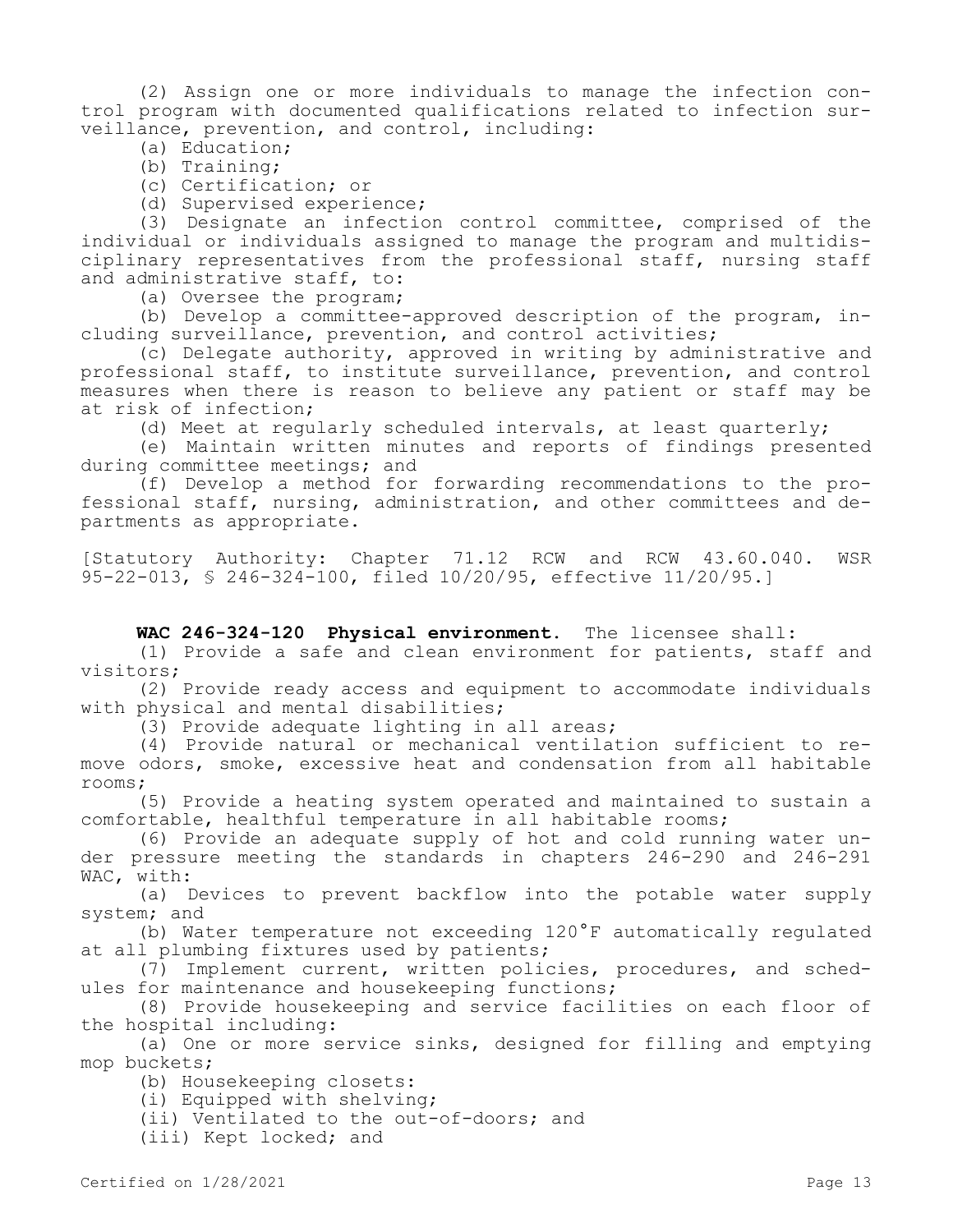(2) Assign one or more individuals to manage the infection control program with documented qualifications related to infection surveillance, prevention, and control, including:

(a) Education;

(b) Training;

(c) Certification; or

(d) Supervised experience;

(3) Designate an infection control committee, comprised of the individual or individuals assigned to manage the program and multidisciplinary representatives from the professional staff, nursing staff and administrative staff, to:

(a) Oversee the program;

(b) Develop a committee-approved description of the program, including surveillance, prevention, and control activities;

(c) Delegate authority, approved in writing by administrative and professional staff, to institute surveillance, prevention, and control measures when there is reason to believe any patient or staff may be at risk of infection;

(d) Meet at regularly scheduled intervals, at least quarterly;

(e) Maintain written minutes and reports of findings presented during committee meetings; and

(f) Develop a method for forwarding recommendations to the professional staff, nursing, administration, and other committees and departments as appropriate.

[Statutory Authority: Chapter 71.12 RCW and RCW 43.60.040. WSR 95-22-013, § 246-324-100, filed 10/20/95, effective 11/20/95.]

**WAC 246-324-120 Physical environment.** The licensee shall:

(1) Provide a safe and clean environment for patients, staff and visitors;

(2) Provide ready access and equipment to accommodate individuals with physical and mental disabilities;

(3) Provide adequate lighting in all areas;

(4) Provide natural or mechanical ventilation sufficient to remove odors, smoke, excessive heat and condensation from all habitable rooms;

(5) Provide a heating system operated and maintained to sustain a comfortable, healthful temperature in all habitable rooms;

(6) Provide an adequate supply of hot and cold running water under pressure meeting the standards in chapters 246-290 and 246-291 WAC, with:

(a) Devices to prevent backflow into the potable water supply system; and

(b) Water temperature not exceeding 120°F automatically regulated at all plumbing fixtures used by patients;

(7) Implement current, written policies, procedures, and schedules for maintenance and housekeeping functions;

(8) Provide housekeeping and service facilities on each floor of the hospital including:

(a) One or more service sinks, designed for filling and emptying mop buckets;

(b) Housekeeping closets:

(i) Equipped with shelving;

(ii) Ventilated to the out-of-doors; and

(iii) Kept locked; and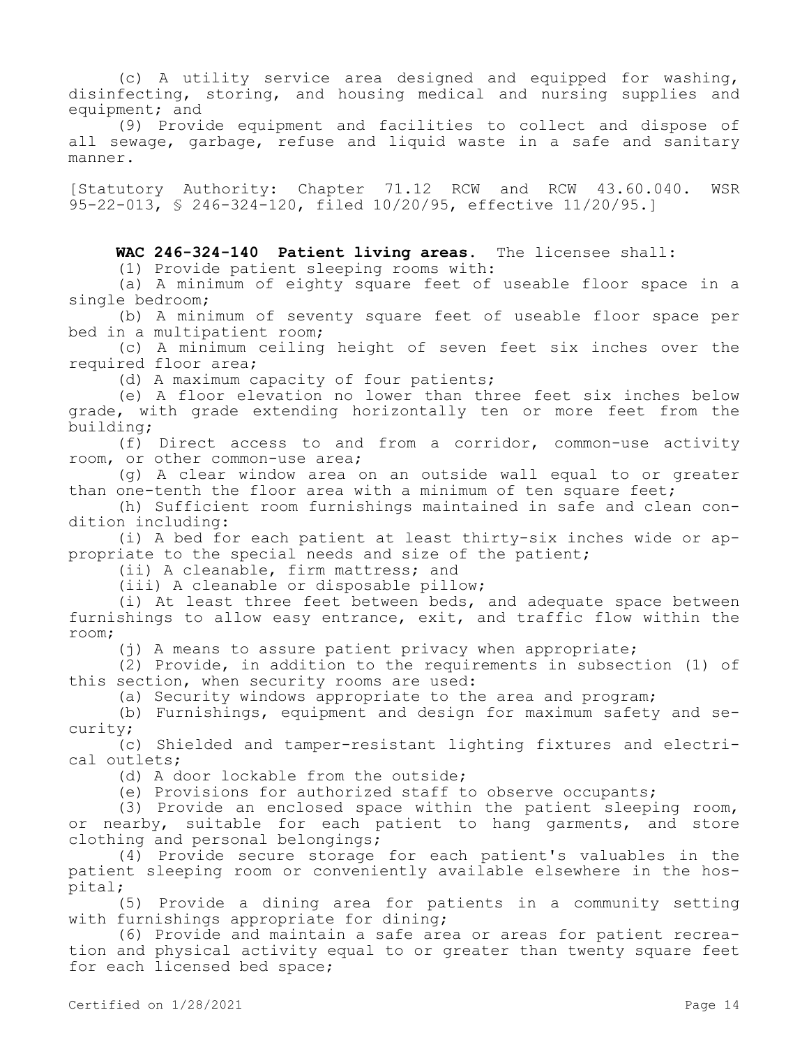(c) A utility service area designed and equipped for washing, disinfecting, storing, and housing medical and nursing supplies and equipment; and

(9) Provide equipment and facilities to collect and dispose of all sewage, garbage, refuse and liquid waste in a safe and sanitary manner.

[Statutory Authority: Chapter 71.12 RCW and RCW 43.60.040. WSR 95-22-013, § 246-324-120, filed 10/20/95, effective 11/20/95.]

**WAC 246-324-140 Patient living areas.** The licensee shall:

(1) Provide patient sleeping rooms with:

(a) A minimum of eighty square feet of useable floor space in a single bedroom;

(b) A minimum of seventy square feet of useable floor space per bed in a multipatient room;

(c) A minimum ceiling height of seven feet six inches over the required floor area;

(d) A maximum capacity of four patients;

(e) A floor elevation no lower than three feet six inches below grade, with grade extending horizontally ten or more feet from the building;

(f) Direct access to and from a corridor, common-use activity room, or other common-use area;

(g) A clear window area on an outside wall equal to or greater than one-tenth the floor area with a minimum of ten square feet;

(h) Sufficient room furnishings maintained in safe and clean condition including:

(i) A bed for each patient at least thirty-six inches wide or appropriate to the special needs and size of the patient;

(ii) A cleanable, firm mattress; and

(iii) A cleanable or disposable pillow;

(i) At least three feet between beds, and adequate space between furnishings to allow easy entrance, exit, and traffic flow within the room;

(j) A means to assure patient privacy when appropriate;

(2) Provide, in addition to the requirements in subsection (1) of this section, when security rooms are used:

(a) Security windows appropriate to the area and program;

(b) Furnishings, equipment and design for maximum safety and security;

(c) Shielded and tamper-resistant lighting fixtures and electrical outlets;

(d) A door lockable from the outside;

(e) Provisions for authorized staff to observe occupants;

(3) Provide an enclosed space within the patient sleeping room, or nearby, suitable for each patient to hang garments, and store clothing and personal belongings;

(4) Provide secure storage for each patient's valuables in the patient sleeping room or conveniently available elsewhere in the hospital;

(5) Provide a dining area for patients in a community setting with furnishings appropriate for dining;

(6) Provide and maintain a safe area or areas for patient recreation and physical activity equal to or greater than twenty square feet for each licensed bed space;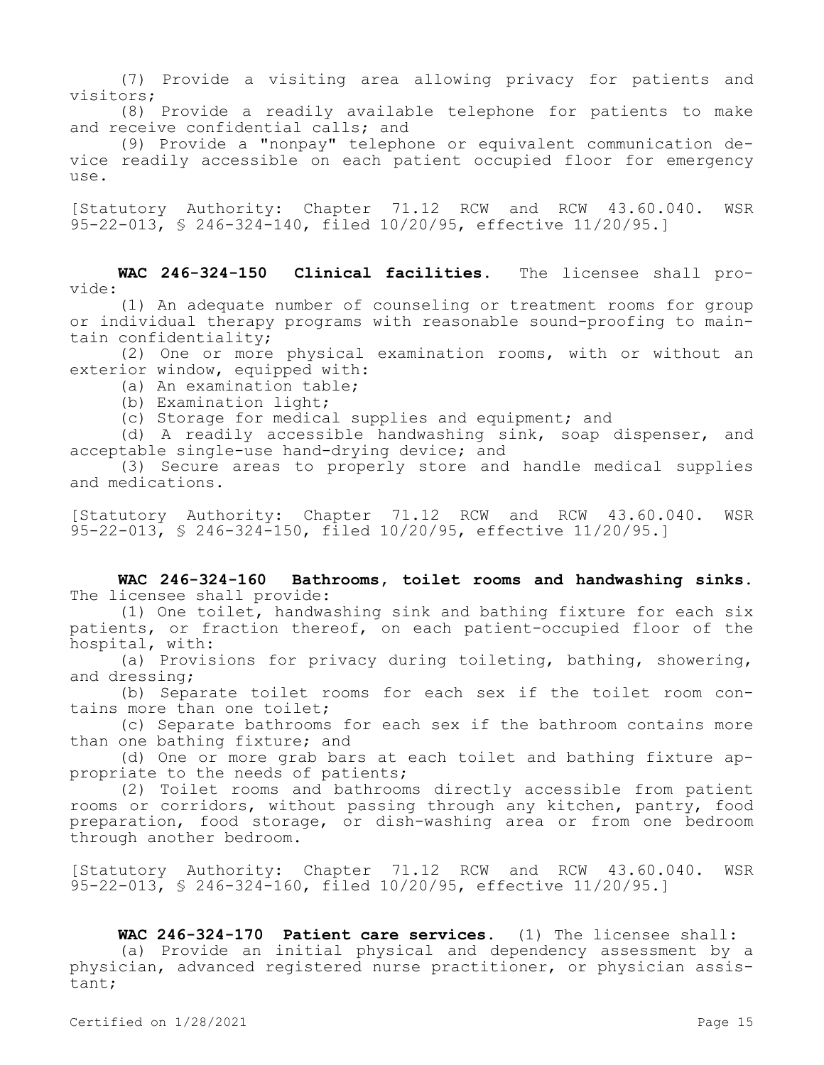(7) Provide a visiting area allowing privacy for patients and visitors;

(8) Provide a readily available telephone for patients to make and receive confidential calls; and

(9) Provide a "nonpay" telephone or equivalent communication device readily accessible on each patient occupied floor for emergency use.

[Statutory Authority: Chapter 71.12 RCW and RCW 43.60.040. WSR 95-22-013, § 246-324-140, filed 10/20/95, effective 11/20/95.]

**WAC 246-324-150 Clinical facilities.** The licensee shall provide:

(1) An adequate number of counseling or treatment rooms for group or individual therapy programs with reasonable sound-proofing to maintain confidentiality;

(2) One or more physical examination rooms, with or without an exterior window, equipped with:

(a) An examination table;

(b) Examination light;

(c) Storage for medical supplies and equipment; and

(d) A readily accessible handwashing sink, soap dispenser, and acceptable single-use hand-drying device; and

(3) Secure areas to properly store and handle medical supplies and medications.

[Statutory Authority: Chapter 71.12 RCW and RCW 43.60.040. WSR 95-22-013, § 246-324-150, filed 10/20/95, effective 11/20/95.]

**WAC 246-324-160 Bathrooms, toilet rooms and handwashing sinks.** The licensee shall provide:

(1) One toilet, handwashing sink and bathing fixture for each six patients, or fraction thereof, on each patient-occupied floor of the hospital, with:

(a) Provisions for privacy during toileting, bathing, showering, and dressing;

(b) Separate toilet rooms for each sex if the toilet room contains more than one toilet;

(c) Separate bathrooms for each sex if the bathroom contains more than one bathing fixture; and

(d) One or more grab bars at each toilet and bathing fixture appropriate to the needs of patients;

(2) Toilet rooms and bathrooms directly accessible from patient rooms or corridors, without passing through any kitchen, pantry, food preparation, food storage, or dish-washing area or from one bedroom through another bedroom.

[Statutory Authority: Chapter 71.12 RCW and RCW 43.60.040. WSR 95-22-013, § 246-324-160, filed 10/20/95, effective 11/20/95.]

**WAC 246-324-170 Patient care services.** (1) The licensee shall:

(a) Provide an initial physical and dependency assessment by a physician, advanced registered nurse practitioner, or physician assistant;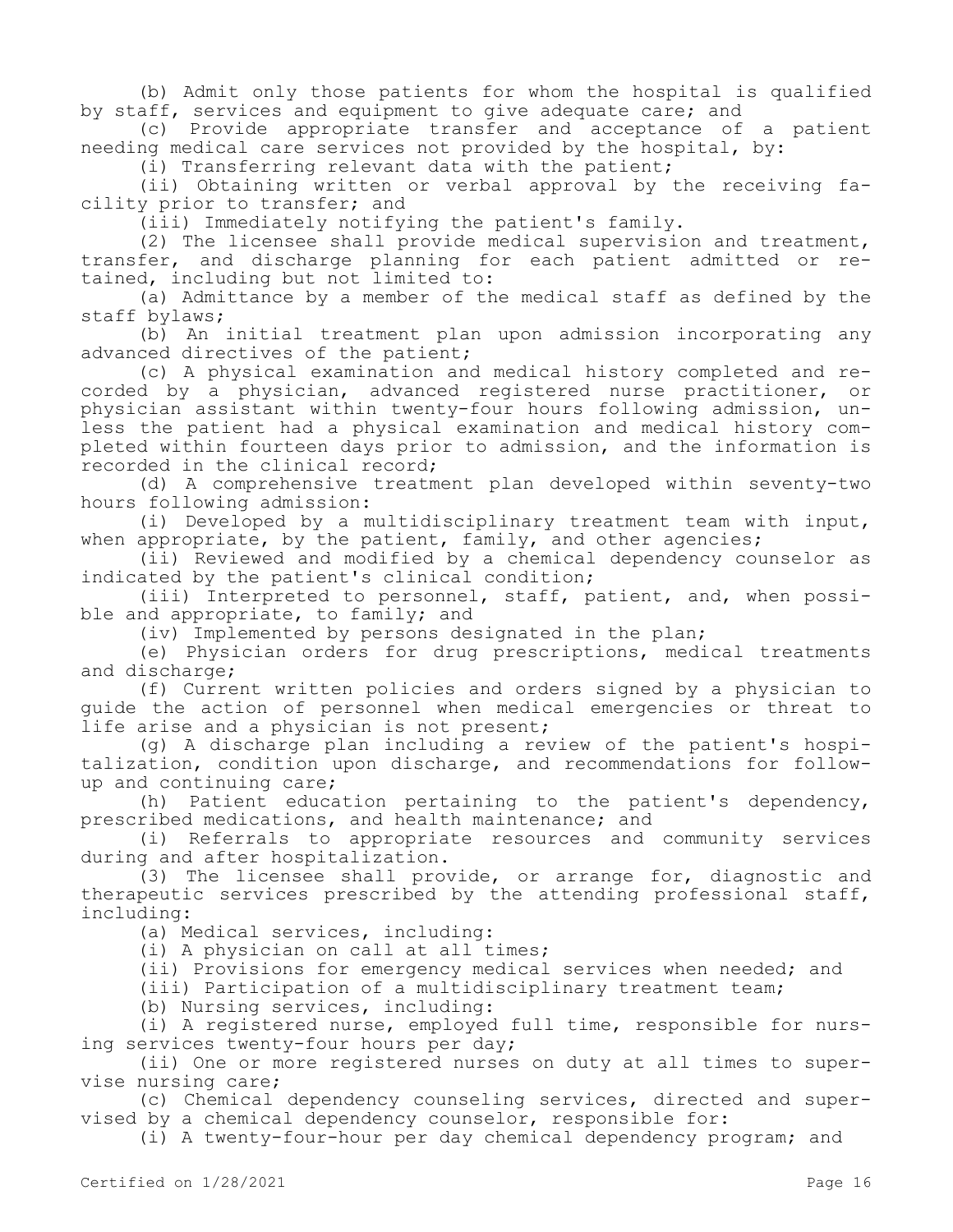(b) Admit only those patients for whom the hospital is qualified by staff, services and equipment to give adequate care; and

(c) Provide appropriate transfer and acceptance of a patient needing medical care services not provided by the hospital, by:

(i) Transferring relevant data with the patient;

(ii) Obtaining written or verbal approval by the receiving facility prior to transfer; and

(iii) Immediately notifying the patient's family.

(2) The licensee shall provide medical supervision and treatment, transfer, and discharge planning for each patient admitted or retained, including but not limited to:

(a) Admittance by a member of the medical staff as defined by the staff bylaws;

(b) An initial treatment plan upon admission incorporating any advanced directives of the patient;

(c) A physical examination and medical history completed and recorded by a physician, advanced registered nurse practitioner, or physician assistant within twenty-four hours following admission, unless the patient had a physical examination and medical history completed within fourteen days prior to admission, and the information is recorded in the clinical record;

(d) A comprehensive treatment plan developed within seventy-two hours following admission:

(i) Developed by a multidisciplinary treatment team with input, when appropriate, by the patient, family, and other agencies;

(ii) Reviewed and modified by a chemical dependency counselor as indicated by the patient's clinical condition;

(iii) Interpreted to personnel, staff, patient, and, when possible and appropriate, to family; and

(iv) Implemented by persons designated in the plan;

(e) Physician orders for drug prescriptions, medical treatments and discharge;

(f) Current written policies and orders signed by a physician to guide the action of personnel when medical emergencies or threat to life arise and a physician is not present;

(g) A discharge plan including a review of the patient's hospitalization, condition upon discharge, and recommendations for follow-up and continuing care;

(h) Patient education pertaining to the patient's dependency, prescribed medications, and health maintenance; and

(i) Referrals to appropriate resources and community services during and after hospitalization.

(3) The licensee shall provide, or arrange for, diagnostic and therapeutic services prescribed by the attending professional staff, including:

(a) Medical services, including:

(i) A physician on call at all times;

(ii) Provisions for emergency medical services when needed; and

(iii) Participation of a multidisciplinary treatment team;

(b) Nursing services, including:

(i) A registered nurse, employed full time, responsible for nursing services twenty-four hours per day;

(ii) One or more registered nurses on duty at all times to supervise nursing care;

(c) Chemical dependency counseling services, directed and supervised by a chemical dependency counselor, responsible for:

(i) A twenty-four-hour per day chemical dependency program; and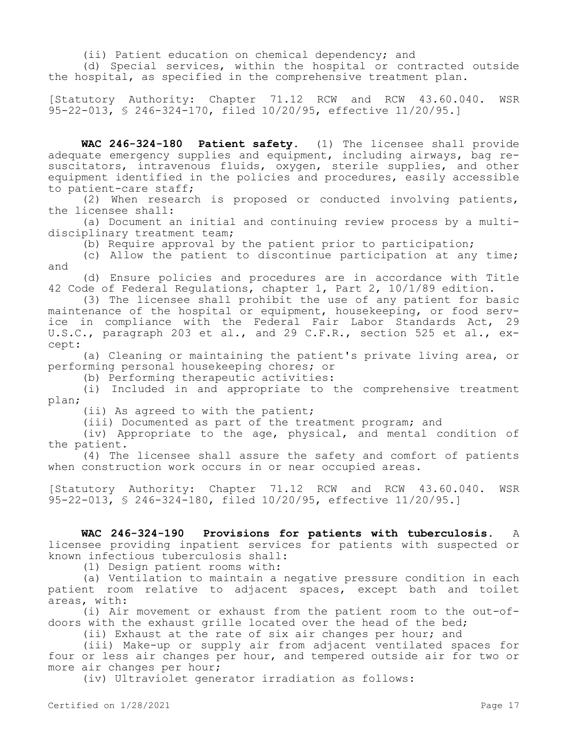(ii) Patient education on chemical dependency; and

(d) Special services, within the hospital or contracted outside the hospital, as specified in the comprehensive treatment plan.

[Statutory Authority: Chapter 71.12 RCW and RCW 43.60.040. WSR 95-22-013, § 246-324-170, filed 10/20/95, effective 11/20/95.]

**WAC 246-324-180 Patient safety.** (1) The licensee shall provide adequate emergency supplies and equipment, including airways, bag resuscitators, intravenous fluids, oxygen, sterile supplies, and other equipment identified in the policies and procedures, easily accessible to patient-care staff;

(2) When research is proposed or conducted involving patients, the licensee shall:

(a) Document an initial and continuing review process by a multidisciplinary treatment team;

(b) Require approval by the patient prior to participation;

(c) Allow the patient to discontinue participation at any time; and

(d) Ensure policies and procedures are in accordance with Title 42 Code of Federal Regulations, chapter 1, Part 2, 10/1/89 edition.

(3) The licensee shall prohibit the use of any patient for basic maintenance of the hospital or equipment, housekeeping, or food service in compliance with the Federal Fair Labor Standards Act, 29 U.S.C., paragraph 203 et al., and 29 C.F.R., section 525 et al., except:

(a) Cleaning or maintaining the patient's private living area, or performing personal housekeeping chores; or

(b) Performing therapeutic activities:

(i) Included in and appropriate to the comprehensive treatment plan;

(ii) As agreed to with the patient;

(iii) Documented as part of the treatment program; and

(iv) Appropriate to the age, physical, and mental condition of the patient.

(4) The licensee shall assure the safety and comfort of patients when construction work occurs in or near occupied areas.

[Statutory Authority: Chapter 71.12 RCW and RCW 43.60.040. WSR 95-22-013, § 246-324-180, filed 10/20/95, effective 11/20/95.]

**WAC 246-324-190 Provisions for patients with tuberculosis.** A licensee providing inpatient services for patients with suspected or known infectious tuberculosis shall:

(1) Design patient rooms with:

(a) Ventilation to maintain a negative pressure condition in each patient room relative to adjacent spaces, except bath and toilet areas, with:

(i) Air movement or exhaust from the patient room to the out-of-doors with the exhaust grille located over the head of the bed;

(ii) Exhaust at the rate of six air changes per hour; and

(iii) Make-up or supply air from adjacent ventilated spaces for four or less air changes per hour, and tempered outside air for two or more air changes per hour;

(iv) Ultraviolet generator irradiation as follows: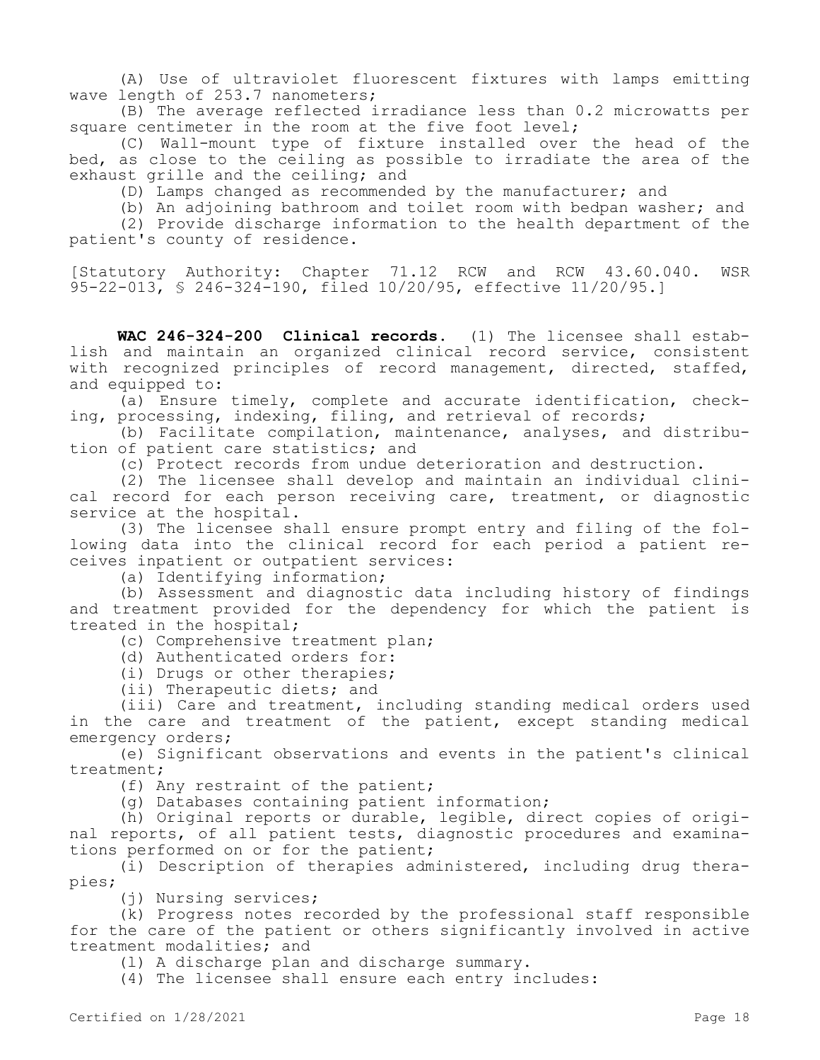(A) Use of ultraviolet fluorescent fixtures with lamps emitting wave length of 253.7 nanometers;

(B) The average reflected irradiance less than 0.2 microwatts per square centimeter in the room at the five foot level;

(C) Wall-mount type of fixture installed over the head of the bed, as close to the ceiling as possible to irradiate the area of the exhaust grille and the ceiling; and

(D) Lamps changed as recommended by the manufacturer; and

(b) An adjoining bathroom and toilet room with bedpan washer; and

(2) Provide discharge information to the health department of the patient's county of residence.

[Statutory Authority: Chapter 71.12 RCW and RCW 43.60.040. WSR 95-22-013, § 246-324-190, filed 10/20/95, effective 11/20/95.]

**WAC 246-324-200 Clinical records.** (1) The licensee shall establish and maintain an organized clinical record service, consistent with recognized principles of record management, directed, staffed, and equipped to:

(a) Ensure timely, complete and accurate identification, checking, processing, indexing, filing, and retrieval of records;

(b) Facilitate compilation, maintenance, analyses, and distribution of patient care statistics; and

(c) Protect records from undue deterioration and destruction.

(2) The licensee shall develop and maintain an individual clinical record for each person receiving care, treatment, or diagnostic service at the hospital.

(3) The licensee shall ensure prompt entry and filing of the following data into the clinical record for each period a patient receives inpatient or outpatient services:

(a) Identifying information;

(b) Assessment and diagnostic data including history of findings and treatment provided for the dependency for which the patient is treated in the hospital;

(c) Comprehensive treatment plan;

(d) Authenticated orders for:

(i) Drugs or other therapies;

(ii) Therapeutic diets; and

(iii) Care and treatment, including standing medical orders used in the care and treatment of the patient, except standing medical emergency orders;

(e) Significant observations and events in the patient's clinical treatment;

(f) Any restraint of the patient;

(g) Databases containing patient information;

(h) Original reports or durable, legible, direct copies of original reports, of all patient tests, diagnostic procedures and examinations performed on or for the patient;

(i) Description of therapies administered, including drug therapies;

(j) Nursing services;

(k) Progress notes recorded by the professional staff responsible for the care of the patient or others significantly involved in active treatment modalities; and

(l) A discharge plan and discharge summary.

(4) The licensee shall ensure each entry includes: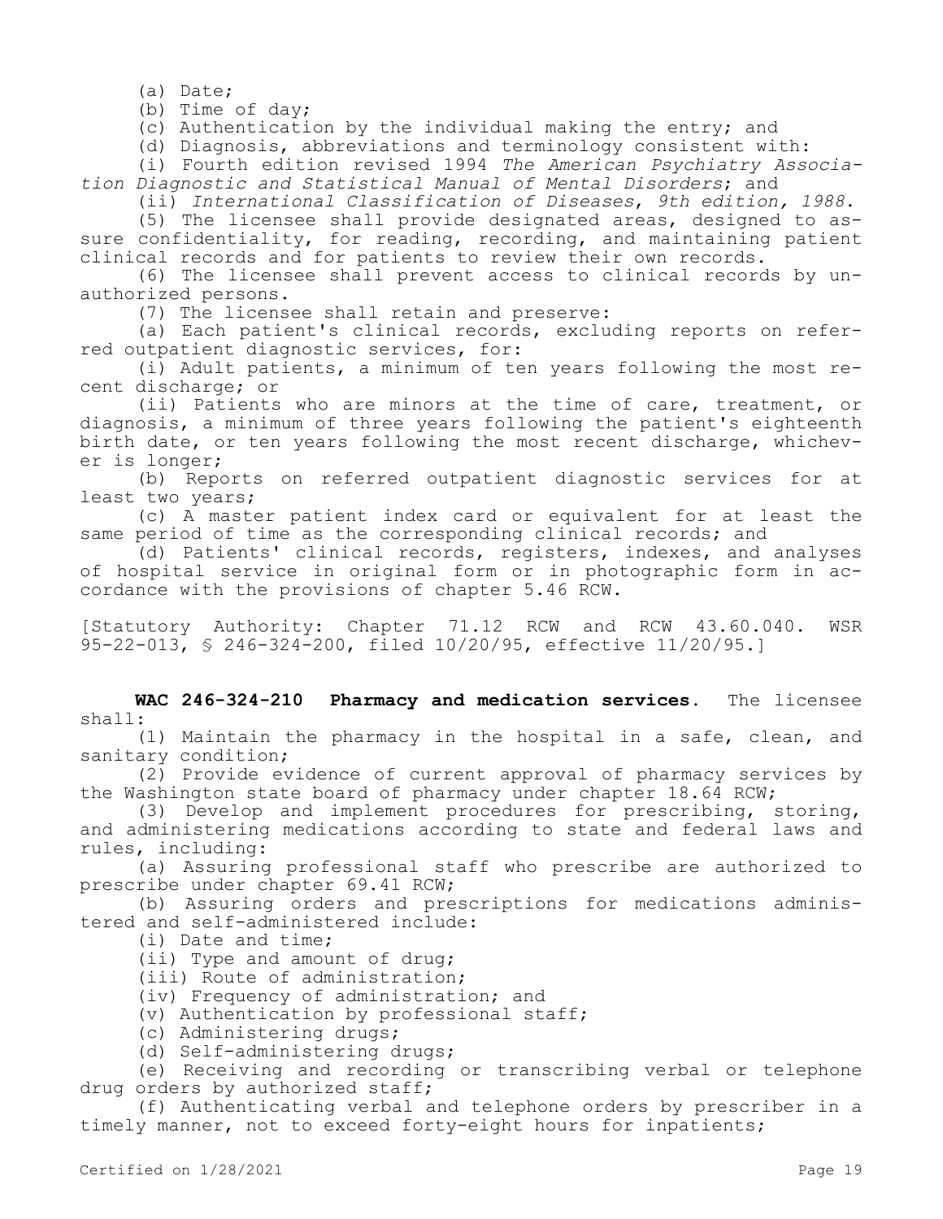(a) Date;

(b) Time of day;

(c) Authentication by the individual making the entry; and

(d) Diagnosis, abbreviations and terminology consistent with:

(i) Fourth edition revised 1994 *The American Psychiatry Association Diagnostic and Statistical Manual of Mental Disorders*; and

(ii) *International Classification of Diseases, 9th edition, 1988.*

(5) The licensee shall provide designated areas, designed to assure confidentiality, for reading, recording, and maintaining patient clinical records and for patients to review their own records.

(6) The licensee shall prevent access to clinical records by unauthorized persons.

(7) The licensee shall retain and preserve:

(a) Each patient's clinical records, excluding reports on referred outpatient diagnostic services, for:

(i) Adult patients, a minimum of ten years following the most recent discharge; or

(ii) Patients who are minors at the time of care, treatment, or diagnosis, a minimum of three years following the patient's eighteenth birth date, or ten years following the most recent discharge, whichever is longer;

(b) Reports on referred outpatient diagnostic services for at least two years;

(c) A master patient index card or equivalent for at least the same period of time as the corresponding clinical records; and

(d) Patients' clinical records, registers, indexes, and analyses of hospital service in original form or in photographic form in accordance with the provisions of chapter 5.46 RCW.

[Statutory Authority: Chapter 71.12 RCW and RCW 43.60.040. WSR 95-22-013, § 246-324-200, filed 10/20/95, effective 11/20/95.]

**WAC 246-324-210 Pharmacy and medication services.** The licensee shall:

(1) Maintain the pharmacy in the hospital in a safe, clean, and sanitary condition;

(2) Provide evidence of current approval of pharmacy services by the Washington state board of pharmacy under chapter 18.64 RCW;

(3) Develop and implement procedures for prescribing, storing, and administering medications according to state and federal laws and rules, including:

(a) Assuring professional staff who prescribe are authorized to prescribe under chapter 69.41 RCW;

(b) Assuring orders and prescriptions for medications administered and self-administered include:

(i) Date and time;

(ii) Type and amount of drug;

(iii) Route of administration;

(iv) Frequency of administration; and

(v) Authentication by professional staff;

(c) Administering drugs;

(d) Self-administering drugs;

(e) Receiving and recording or transcribing verbal or telephone drug orders by authorized staff;

(f) Authenticating verbal and telephone orders by prescriber in a timely manner, not to exceed forty-eight hours for inpatients;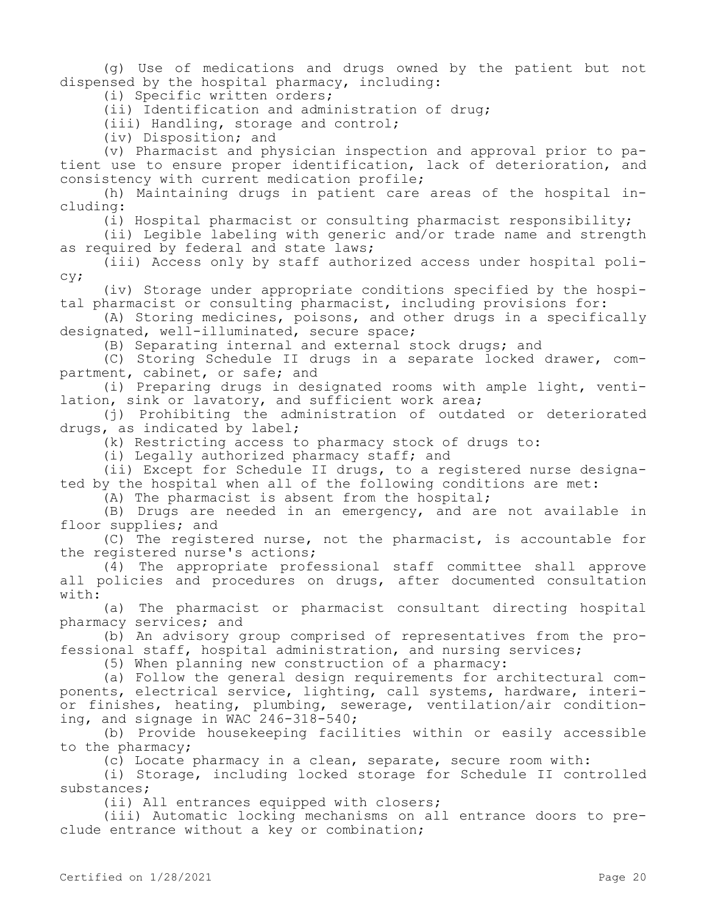(g) Use of medications and drugs owned by the patient but not dispensed by the hospital pharmacy, including:

(i) Specific written orders;

(ii) Identification and administration of drug;

(iii) Handling, storage and control;

(iv) Disposition; and

(v) Pharmacist and physician inspection and approval prior to patient use to ensure proper identification, lack of deterioration, and consistency with current medication profile;

(h) Maintaining drugs in patient care areas of the hospital including:

(i) Hospital pharmacist or consulting pharmacist responsibility;

(ii) Legible labeling with generic and/or trade name and strength as required by federal and state laws;

(iii) Access only by staff authorized access under hospital policy;

(iv) Storage under appropriate conditions specified by the hospital pharmacist or consulting pharmacist, including provisions for:

(A) Storing medicines, poisons, and other drugs in a specifically designated, well-illuminated, secure space;

(B) Separating internal and external stock drugs; and

(C) Storing Schedule II drugs in a separate locked drawer, compartment, cabinet, or safe; and

(i) Preparing drugs in designated rooms with ample light, ventilation, sink or lavatory, and sufficient work area;

(j) Prohibiting the administration of outdated or deteriorated drugs, as indicated by label;

(k) Restricting access to pharmacy stock of drugs to:

(i) Legally authorized pharmacy staff; and

(ii) Except for Schedule II drugs, to a registered nurse designated by the hospital when all of the following conditions are met:

(A) The pharmacist is absent from the hospital;

(B) Drugs are needed in an emergency, and are not available in floor supplies; and

(C) The registered nurse, not the pharmacist, is accountable for the registered nurse's actions;

(4) The appropriate professional staff committee shall approve all policies and procedures on drugs, after documented consultation with:

(a) The pharmacist or pharmacist consultant directing hospital pharmacy services; and

(b) An advisory group comprised of representatives from the professional staff, hospital administration, and nursing services;

(5) When planning new construction of a pharmacy:

(a) Follow the general design requirements for architectural components, electrical service, lighting, call systems, hardware, interior finishes, heating, plumbing, sewerage, ventilation/air conditioning, and signage in WAC 246-318-540;

(b) Provide housekeeping facilities within or easily accessible to the pharmacy;

(c) Locate pharmacy in a clean, separate, secure room with:

(i) Storage, including locked storage for Schedule II controlled substances;

(ii) All entrances equipped with closers;

(iii) Automatic locking mechanisms on all entrance doors to preclude entrance without a key or combination;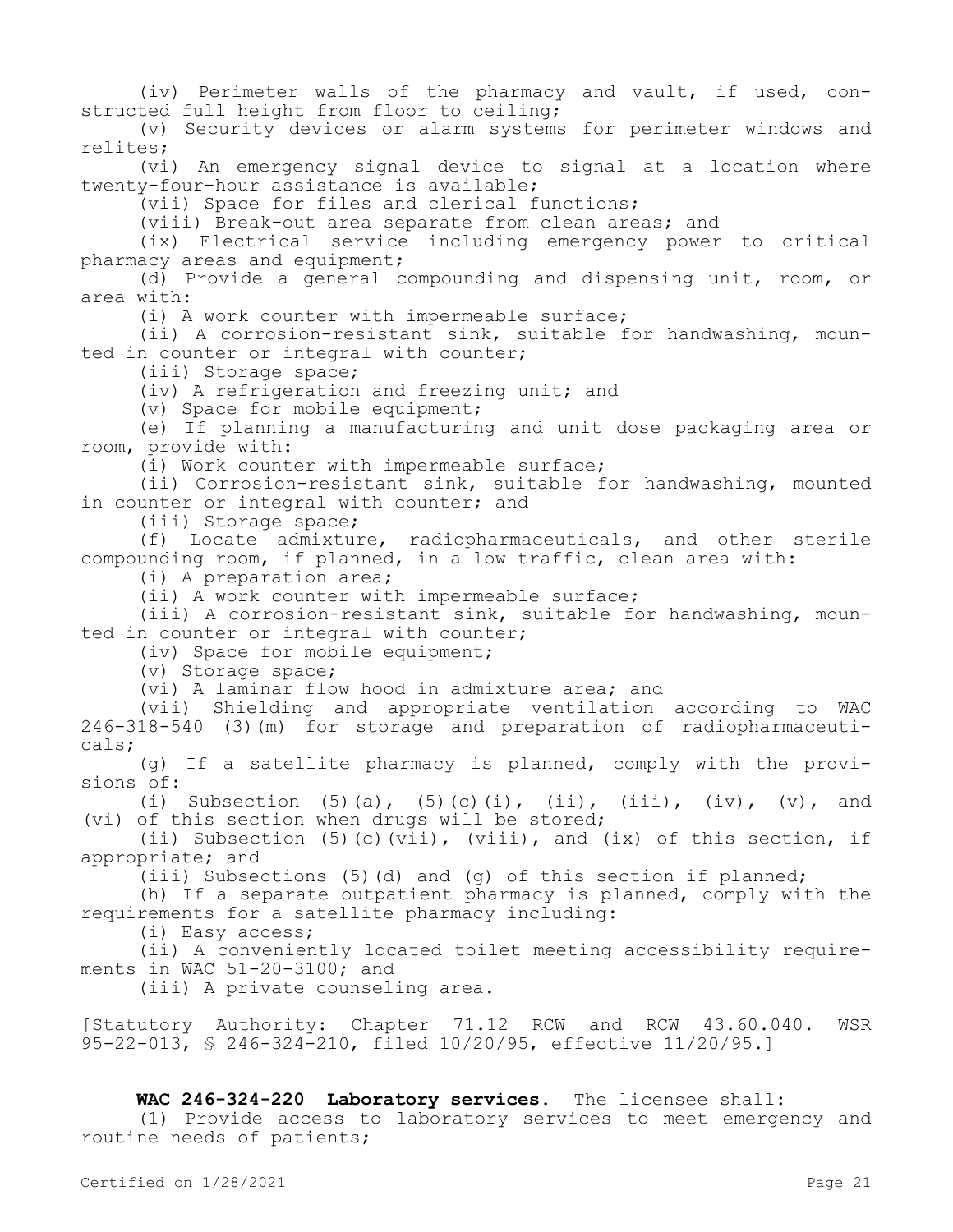(iv) Perimeter walls of the pharmacy and vault, if used, constructed full height from floor to ceiling;

(v) Security devices or alarm systems for perimeter windows and relites;

(vi) An emergency signal device to signal at a location where twenty-four-hour assistance is available;

(vii) Space for files and clerical functions;

(viii) Break-out area separate from clean areas; and

(ix) Electrical service including emergency power to critical pharmacy areas and equipment;

(d) Provide a general compounding and dispensing unit, room, or area with:

(i) A work counter with impermeable surface;

(ii) A corrosion-resistant sink, suitable for handwashing, mounted in counter or integral with counter;

(iii) Storage space;

(iv) A refrigeration and freezing unit; and

(v) Space for mobile equipment;

(e) If planning a manufacturing and unit dose packaging area or room, provide with:

(i) Work counter with impermeable surface;

(ii) Corrosion-resistant sink, suitable for handwashing, mounted in counter or integral with counter; and

(iii) Storage space;

(f) Locate admixture, radiopharmaceuticals, and other sterile compounding room, if planned, in a low traffic, clean area with:

(i) A preparation area;

(ii) A work counter with impermeable surface;

(iii) A corrosion-resistant sink, suitable for handwashing, mounted in counter or integral with counter;

(iv) Space for mobile equipment;

(v) Storage space;

(vi) A laminar flow hood in admixture area; and

(vii) Shielding and appropriate ventilation according to WAC 246-318-540 (3)(m) for storage and preparation of radiopharmaceuticals;

(g) If a satellite pharmacy is planned, comply with the provisions of:

(i) Subsection (5)(a), (5)(c)(i), (ii), (iii), (iv), (v), and (vi) of this section when drugs will be stored;

(ii) Subsection (5)(c)(vii), (viii), and (ix) of this section, if appropriate; and

(iii) Subsections (5)(d) and (g) of this section if planned;

(h) If a separate outpatient pharmacy is planned, comply with the requirements for a satellite pharmacy including:

(i) Easy access;

(ii) A conveniently located toilet meeting accessibility requirements in WAC 51-20-3100; and

(iii) A private counseling area.

[Statutory Authority: Chapter 71.12 RCW and RCW 43.60.040. WSR 95-22-013, § 246-324-210, filed 10/20/95, effective 11/20/95.]

**WAC 246-324-220 Laboratory services.** The licensee shall:

(1) Provide access to laboratory services to meet emergency and routine needs of patients;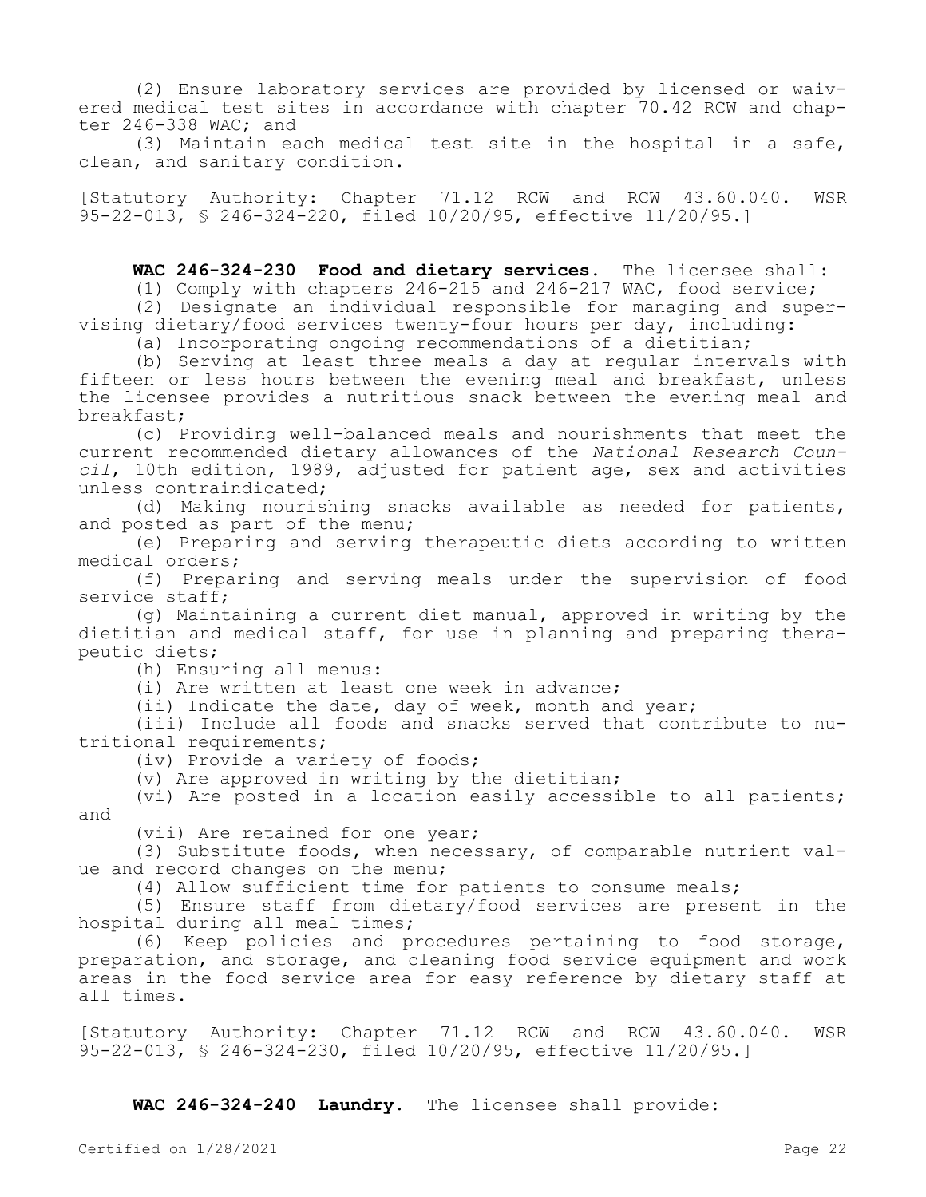(2) Ensure laboratory services are provided by licensed or waivered medical test sites in accordance with chapter 70.42 RCW and chapter 246-338 WAC; and

(3) Maintain each medical test site in the hospital in a safe, clean, and sanitary condition.

[Statutory Authority: Chapter 71.12 RCW and RCW 43.60.040. WSR 95-22-013, § 246-324-220, filed 10/20/95, effective 11/20/95.]

**WAC 246-324-230 Food and dietary services.** The licensee shall:

(1) Comply with chapters 246-215 and 246-217 WAC, food service;

(2) Designate an individual responsible for managing and supervising dietary/food services twenty-four hours per day, including:

(a) Incorporating ongoing recommendations of a dietitian;

(b) Serving at least three meals a day at regular intervals with fifteen or less hours between the evening meal and breakfast, unless the licensee provides a nutritious snack between the evening meal and breakfast;

(c) Providing well-balanced meals and nourishments that meet the current recommended dietary allowances of the *National Research Council*, 10th edition, 1989, adjusted for patient age, sex and activities unless contraindicated;

(d) Making nourishing snacks available as needed for patients, and posted as part of the menu;

(e) Preparing and serving therapeutic diets according to written medical orders;

(f) Preparing and serving meals under the supervision of food service staff;

(g) Maintaining a current diet manual, approved in writing by the dietitian and medical staff, for use in planning and preparing therapeutic diets;

(h) Ensuring all menus:

(i) Are written at least one week in advance;

(ii) Indicate the date, day of week, month and year;

(iii) Include all foods and snacks served that contribute to nutritional requirements;

(iv) Provide a variety of foods;

(v) Are approved in writing by the dietitian;

(vi) Are posted in a location easily accessible to all patients; and

(vii) Are retained for one year;

(3) Substitute foods, when necessary, of comparable nutrient value and record changes on the menu;

(4) Allow sufficient time for patients to consume meals;

(5) Ensure staff from dietary/food services are present in the hospital during all meal times;

(6) Keep policies and procedures pertaining to food storage, preparation, and storage, and cleaning food service equipment and work areas in the food service area for easy reference by dietary staff at all times.

[Statutory Authority: Chapter 71.12 RCW and RCW 43.60.040. WSR 95-22-013, § 246-324-230, filed 10/20/95, effective 11/20/95.]

**WAC 246-324-240 Laundry.** The licensee shall provide: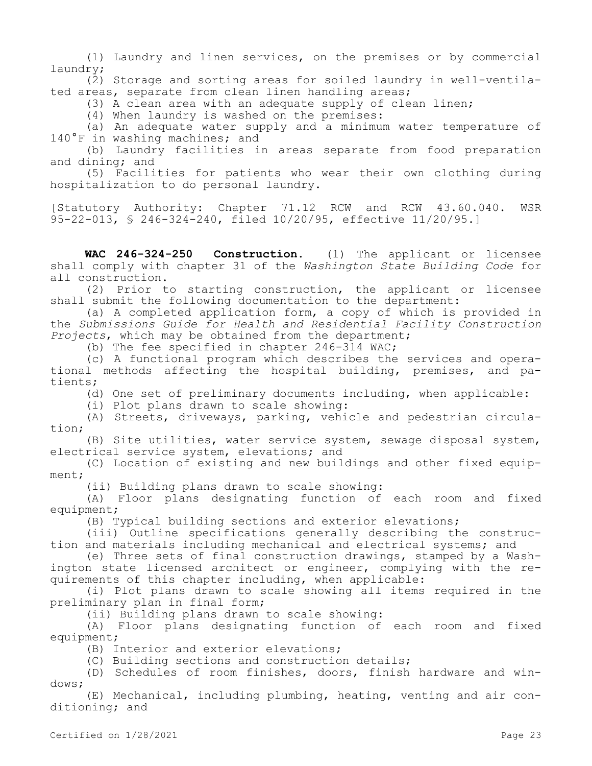(1) Laundry and linen services, on the premises or by commercial laundry;

(2) Storage and sorting areas for soiled laundry in well-ventilated areas, separate from clean linen handling areas;

(3) A clean area with an adequate supply of clean linen;

(4) When laundry is washed on the premises:

(a) An adequate water supply and a minimum water temperature of 140°F in washing machines; and

(b) Laundry facilities in areas separate from food preparation and dining; and

(5) Facilities for patients who wear their own clothing during hospitalization to do personal laundry.

[Statutory Authority: Chapter 71.12 RCW and RCW 43.60.040. WSR 95-22-013, § 246-324-240, filed 10/20/95, effective 11/20/95.]

**WAC 246-324-250 Construction.** (1) The applicant or licensee shall comply with chapter 31 of the *Washington State Building Code* for all construction.

(2) Prior to starting construction, the applicant or licensee shall submit the following documentation to the department:

(a) A completed application form, a copy of which is provided in the *Submissions Guide for Health and Residential Facility Construction Projects*, which may be obtained from the department;

(b) The fee specified in chapter 246-314 WAC;

(c) A functional program which describes the services and operational methods affecting the hospital building, premises, and patients;

(d) One set of preliminary documents including, when applicable:

(i) Plot plans drawn to scale showing:

(A) Streets, driveways, parking, vehicle and pedestrian circulation;

(B) Site utilities, water service system, sewage disposal system, electrical service system, elevations; and

(C) Location of existing and new buildings and other fixed equipment;

(ii) Building plans drawn to scale showing:

(A) Floor plans designating function of each room and fixed equipment;

(B) Typical building sections and exterior elevations;

(iii) Outline specifications generally describing the construction and materials including mechanical and electrical systems; and

(e) Three sets of final construction drawings, stamped by a Washington state licensed architect or engineer, complying with the requirements of this chapter including, when applicable:

(i) Plot plans drawn to scale showing all items required in the preliminary plan in final form;

(ii) Building plans drawn to scale showing:

(A) Floor plans designating function of each room and fixed equipment;

(B) Interior and exterior elevations;

(C) Building sections and construction details;

(D) Schedules of room finishes, doors, finish hardware and windows;

(E) Mechanical, including plumbing, heating, venting and air conditioning; and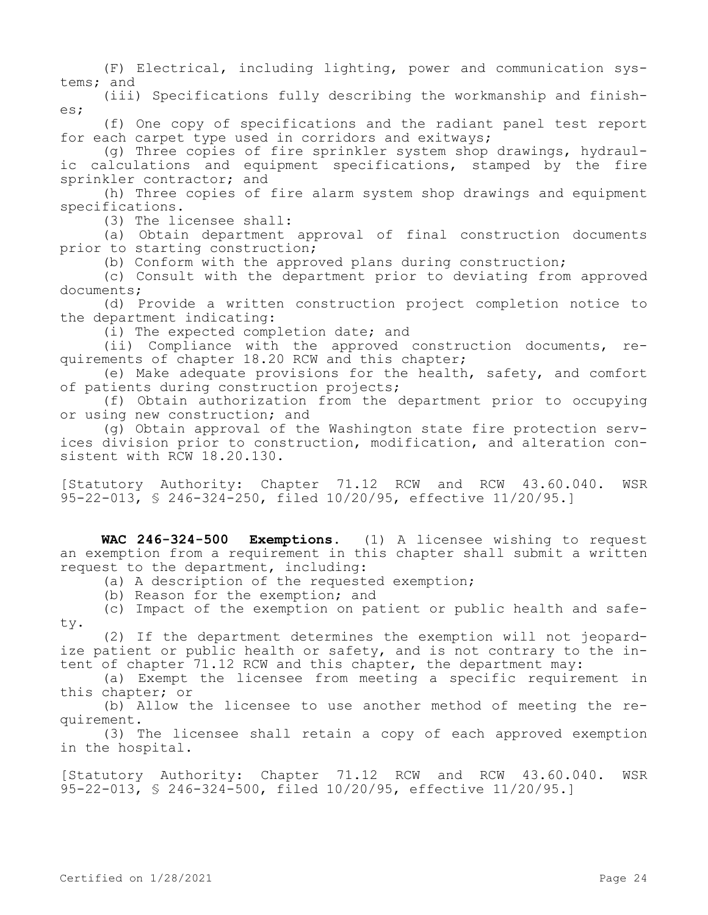(F) Electrical, including lighting, power and communication systems; and

(iii) Specifications fully describing the workmanship and finishes;

(f) One copy of specifications and the radiant panel test report for each carpet type used in corridors and exitways;

(g) Three copies of fire sprinkler system shop drawings, hydraulic calculations and equipment specifications, stamped by the fire sprinkler contractor; and

(h) Three copies of fire alarm system shop drawings and equipment specifications.

(3) The licensee shall:

(a) Obtain department approval of final construction documents prior to starting construction;

(b) Conform with the approved plans during construction;

(c) Consult with the department prior to deviating from approved documents;

(d) Provide a written construction project completion notice to the department indicating:

(i) The expected completion date; and

(ii) Compliance with the approved construction documents, requirements of chapter 18.20 RCW and this chapter;

(e) Make adequate provisions for the health, safety, and comfort of patients during construction projects;

(f) Obtain authorization from the department prior to occupying or using new construction; and

(g) Obtain approval of the Washington state fire protection services division prior to construction, modification, and alteration consistent with RCW 18.20.130.

[Statutory Authority: Chapter 71.12 RCW and RCW 43.60.040. WSR 95-22-013, § 246-324-250, filed 10/20/95, effective 11/20/95.]

**WAC 246-324-500 Exemptions.** (1) A licensee wishing to request an exemption from a requirement in this chapter shall submit a written request to the department, including:

(a) A description of the requested exemption;

(b) Reason for the exemption; and

(c) Impact of the exemption on patient or public health and safety.

(2) If the department determines the exemption will not jeopardize patient or public health or safety, and is not contrary to the intent of chapter 71.12 RCW and this chapter, the department may:

(a) Exempt the licensee from meeting a specific requirement in this chapter; or

(b) Allow the licensee to use another method of meeting the requirement.

(3) The licensee shall retain a copy of each approved exemption in the hospital.

[Statutory Authority: Chapter 71.12 RCW and RCW 43.60.040. WSR 95-22-013, § 246-324-500, filed 10/20/95, effective 11/20/95.]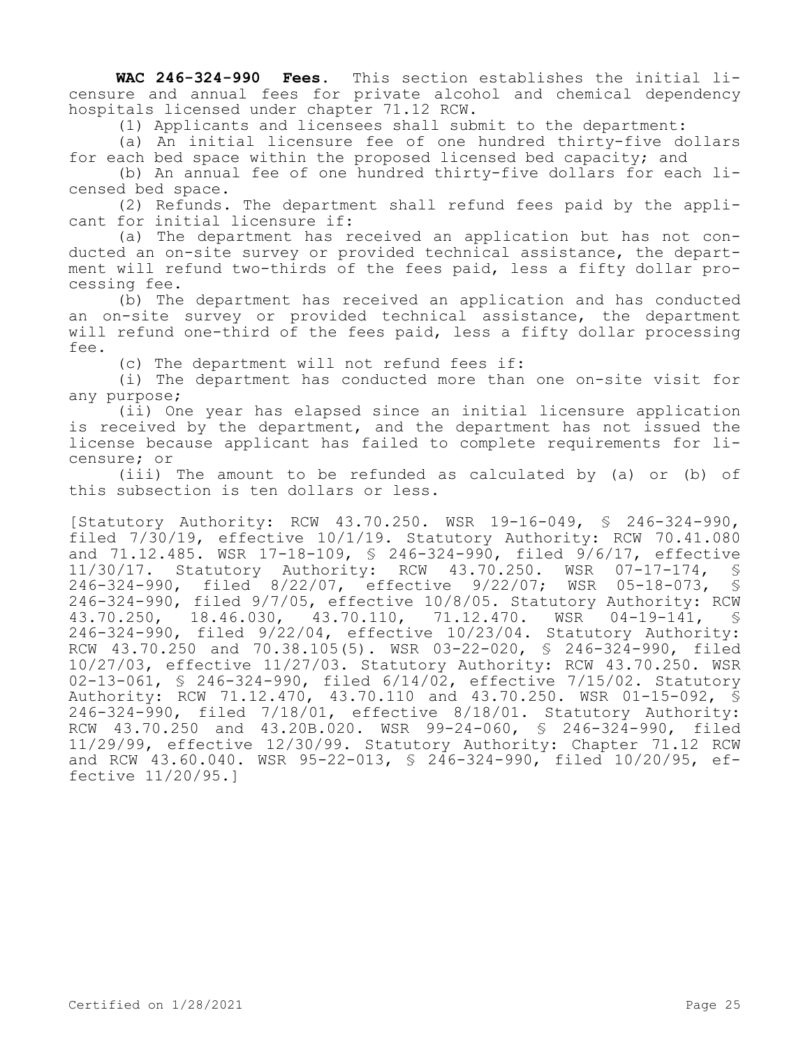**WAC 246-324-990 Fees.** This section establishes the initial licensure and annual fees for private alcohol and chemical dependency hospitals licensed under chapter 71.12 RCW.

(1) Applicants and licensees shall submit to the department:

(a) An initial licensure fee of one hundred thirty-five dollars for each bed space within the proposed licensed bed capacity; and

(b) An annual fee of one hundred thirty-five dollars for each licensed bed space.

(2) Refunds. The department shall refund fees paid by the applicant for initial licensure if:

(a) The department has received an application but has not conducted an on-site survey or provided technical assistance, the department will refund two-thirds of the fees paid, less a fifty dollar processing fee.

(b) The department has received an application and has conducted an on-site survey or provided technical assistance, the department will refund one-third of the fees paid, less a fifty dollar processing fee.

(c) The department will not refund fees if:

(i) The department has conducted more than one on-site visit for any purpose;

(ii) One year has elapsed since an initial licensure application is received by the department, and the department has not issued the license because applicant has failed to complete requirements for licensure; or

(iii) The amount to be refunded as calculated by (a) or (b) of this subsection is ten dollars or less.

[Statutory Authority: RCW 43.70.250. WSR 19-16-049, § 246-324-990, filed 7/30/19, effective 10/1/19. Statutory Authority: RCW 70.41.080 and 71.12.485. WSR 17-18-109, § 246-324-990, filed 9/6/17, effective 11/30/17. Statutory Authority: RCW 43.70.250. WSR 07-17-174, § 246-324-990, filed 8/22/07, effective 9/22/07; WSR 05-18-073, § 246-324-990, filed 9/7/05, effective 10/8/05. Statutory Authority: RCW 43.70.250, 18.46.030, 43.70.110, 71.12.470. WSR 04-19-141, § 246-324-990, filed 9/22/04, effective 10/23/04. Statutory Authority: RCW 43.70.250 and 70.38.105(5). WSR 03-22-020, § 246-324-990, filed 10/27/03, effective 11/27/03. Statutory Authority: RCW 43.70.250. WSR 02-13-061, § 246-324-990, filed 6/14/02, effective 7/15/02. Statutory Authority: RCW 71.12.470, 43.70.110 and 43.70.250. WSR 01-15-092, § 246-324-990, filed 7/18/01, effective 8/18/01. Statutory Authority: RCW 43.70.250 and 43.20B.020. WSR 99-24-060, § 246-324-990, filed 11/29/99, effective 12/30/99. Statutory Authority: Chapter 71.12 RCW and RCW 43.60.040. WSR 95-22-013, § 246-324-990, filed 10/20/95, effective 11/20/95.]

Certified on 1/28/2021